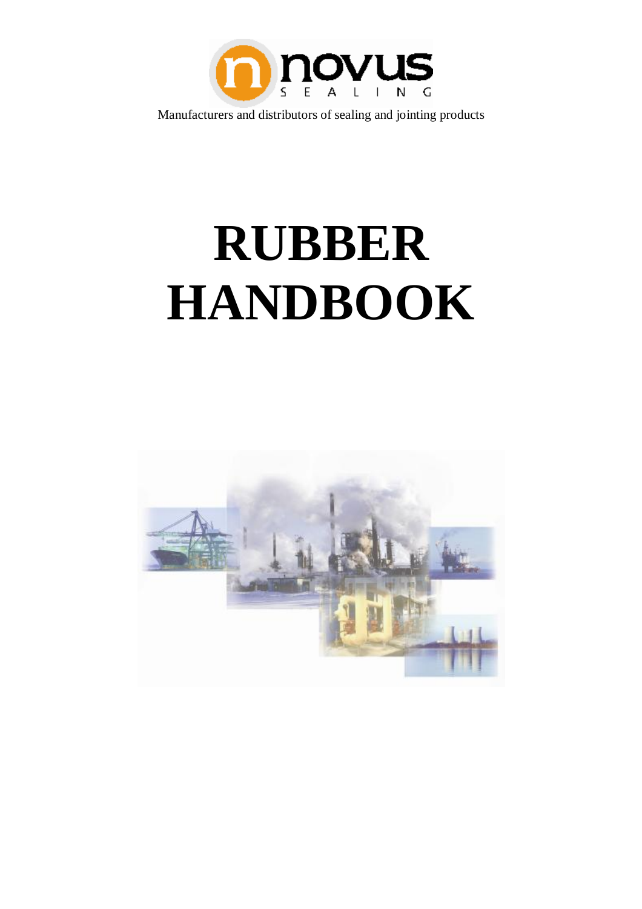novus SEALING

Manufacturers and distributors of sealing and jointing products

# RUBBER HANDBOOK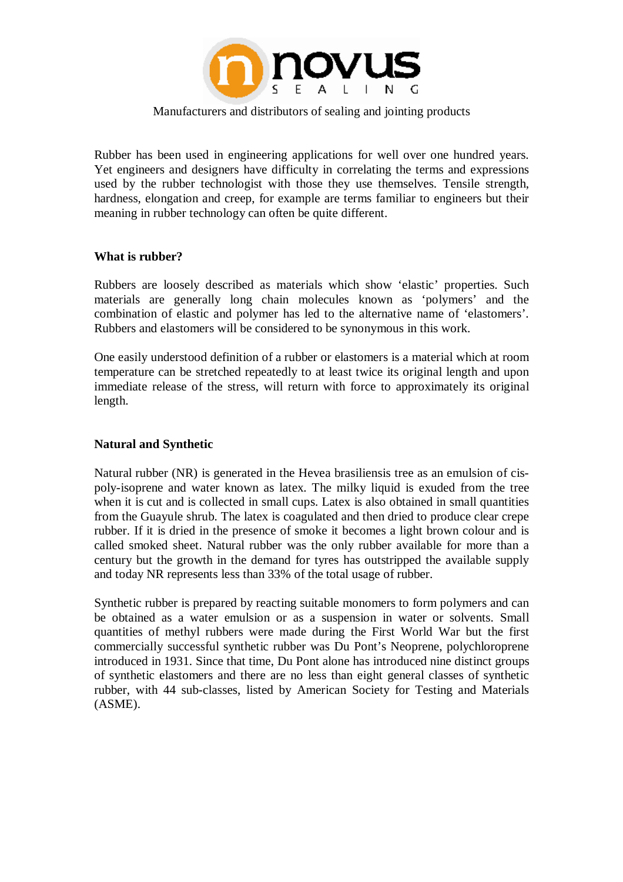Manufacturers and distributors of sealing and jointing products

Rubber has been used in engineering applications for well over one hundred years. Yet engineers and designers have difficulty in correlating the terms and expressions used by the rubber technologist with those they use themselves. Tensile strength, hardness, elongation and creep, for example are terms familiar to engineers but their meaning in rubber technology can often be quite different.

**What is rubber?**

Rubbers are loosely described as materials which show 'elastic' properties. Such materials are generally long chain molecules known as 'polymers' and the combination of elastic and polymer has led to the alternative name of 'elastomers'. Rubbers and elastomers will be considered to be synonymous in this work.

One easily understood definition of a rubber or elastomers is a material which at room temperature can be stretched repeatedly to at least twice its original length and upon immediate release of the stress, will return with force to approximately its original length.

**Natural and Synthetic**

Natural rubber (NR) is generated in the Hevea brasiliensis tree as an emulsion of cis-poly-isoprene and water known as latex. The milky liquid is exuded from the tree when it is cut and is collected in small cups. Latex is also obtained in small quantities from the Guayule shrub. The latex is coagulated and then dried to produce clear crepe rubber. If it is dried in the presence of smoke it becomes a light brown colour and is called smoked sheet. Natural rubber was the only rubber available for more than a century but the growth in the demand for tyres has outstripped the available supply and today NR represents less than 33% of the total usage of rubber.

Synthetic rubber is prepared by reacting suitable monomers to form polymers and can be obtained as a water emulsion or as a suspension in water or solvents. Small quantities of methyl rubbers were made during the First World War but the first commercially successful synthetic rubber was Du Pont's Neoprene, polychloroprene introduced in 1931. Since that time, Du Pont alone has introduced nine distinct groups of synthetic elastomers and there are no less than eight general classes of synthetic rubber, with 44 sub-classes, listed by American Society for Testing and Materials (ASME).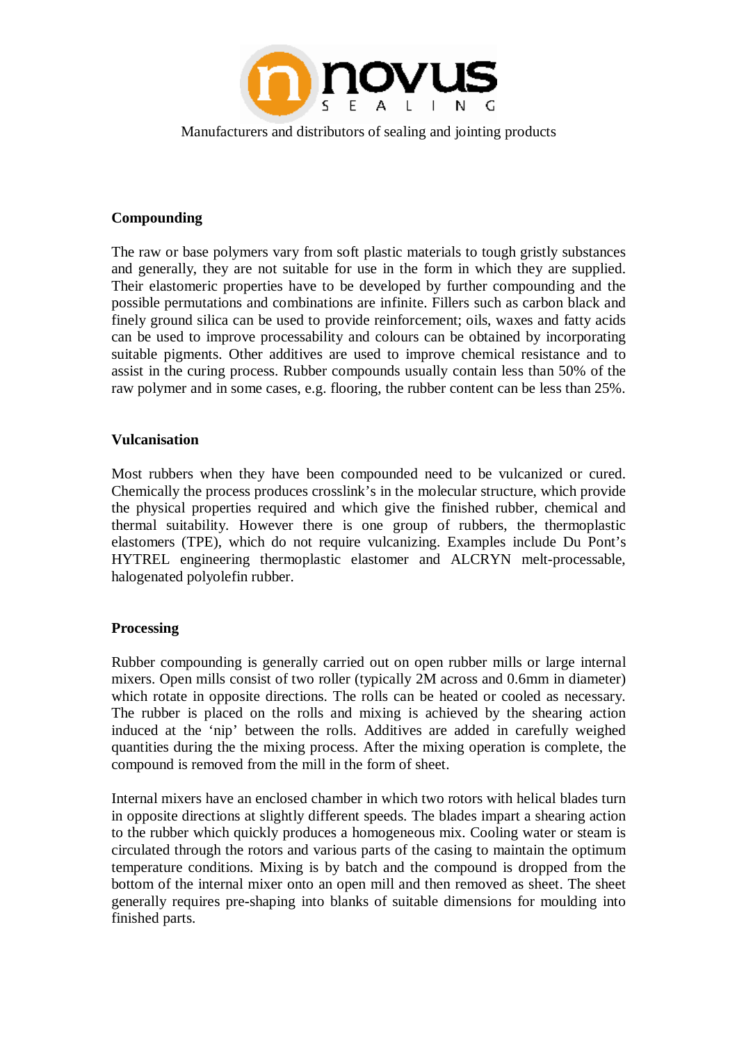## Compounding

The raw or base polymers vary from soft plastic materials to tough gristly substances and generally, they are not suitable for use in the form in which they are supplied. Their elastomeric properties have to be developed by further compounding and the possible permutations and combinations are infinite. Fillers such as carbon black and finely ground silica can be used to provide reinforcement; oils, waxes and fatty acids can be used to improve processability and colours can be obtained by incorporating suitable pigments. Other additives are used to improve chemical resistance and to assist in the curing process. Rubber compounds usually contain less than 50% of the raw polymer and in some cases, e.g. flooring, the rubber content can be less than 25%.

## Vulcanisation

Most rubbers when they have been compounded need to be vulcanized or cured. Chemically the process produces crosslink's in the molecular structure, which provide the physical properties required and which give the finished rubber, chemical and thermal suitability. However there is one group of rubbers, the thermoplastic elastomers (TPE), which do not require vulcanizing. Examples include Du Pont's HYTREL engineering thermoplastic elastomer and ALCRYN melt-processable, halogenated polyolefin rubber.

## Processing

Rubber compounding is generally carried out on open rubber mills or large internal mixers. Open mills consist of two roller (typically 2M across and 0.6mm in diameter) which rotate in opposite directions. The rolls can be heated or cooled as necessary. The rubber is placed on the rolls and mixing is achieved by the shearing action induced at the 'nip' between the rolls. Additives are added in carefully weighed quantities during the the mixing process. After the mixing operation is complete, the compound is removed from the mill in the form of sheet.

Internal mixers have an enclosed chamber in which two rotors with helical blades turn in opposite directions at slightly different speeds. The blades impart a shearing action to the rubber which quickly produces a homogeneous mix. Cooling water or steam is circulated through the rotors and various parts of the casing to maintain the optimum temperature conditions. Mixing is by batch and the compound is dropped from the bottom of the internal mixer onto an open mill and then removed as sheet. The sheet generally requires pre-shaping into blanks of suitable dimensions for moulding into finished parts.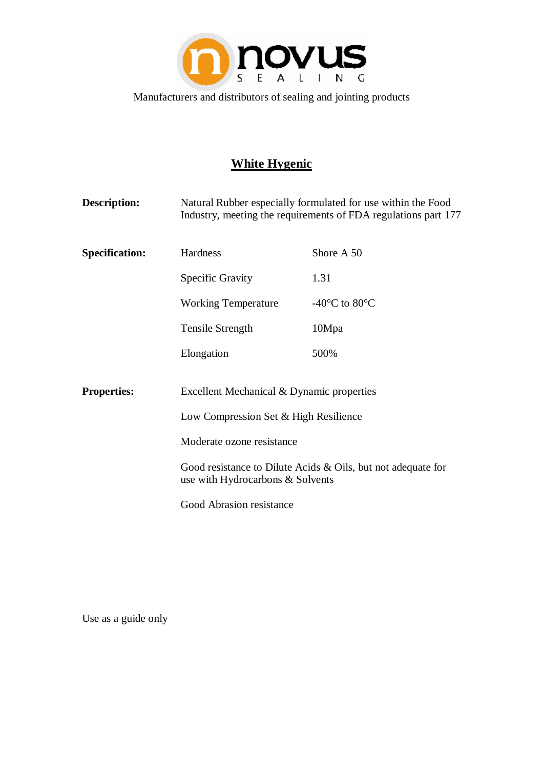novus SEALING

Manufacturers and distributors of sealing and jointing products

# White Hygenic

**Description:** Natural Rubber especially formulated for use within the Food Industry, meeting the requirements of FDA regulations part 177

**Specification:**

| | |
|---|---|
| Hardness | Shore A 50 |
| Specific Gravity | 1.31 |
| Working Temperature | -40°C to 80°C |
| Tensile Strength | 10Mpa |
| Elongation | 500% |

**Properties:**

Excellent Mechanical & Dynamic properties

Low Compression Set & High Resilience

Moderate ozone resistance

Good resistance to Dilute Acids & Oils, but not adequate for use with Hydrocarbons & Solvents

Good Abrasion resistance

Use as a guide only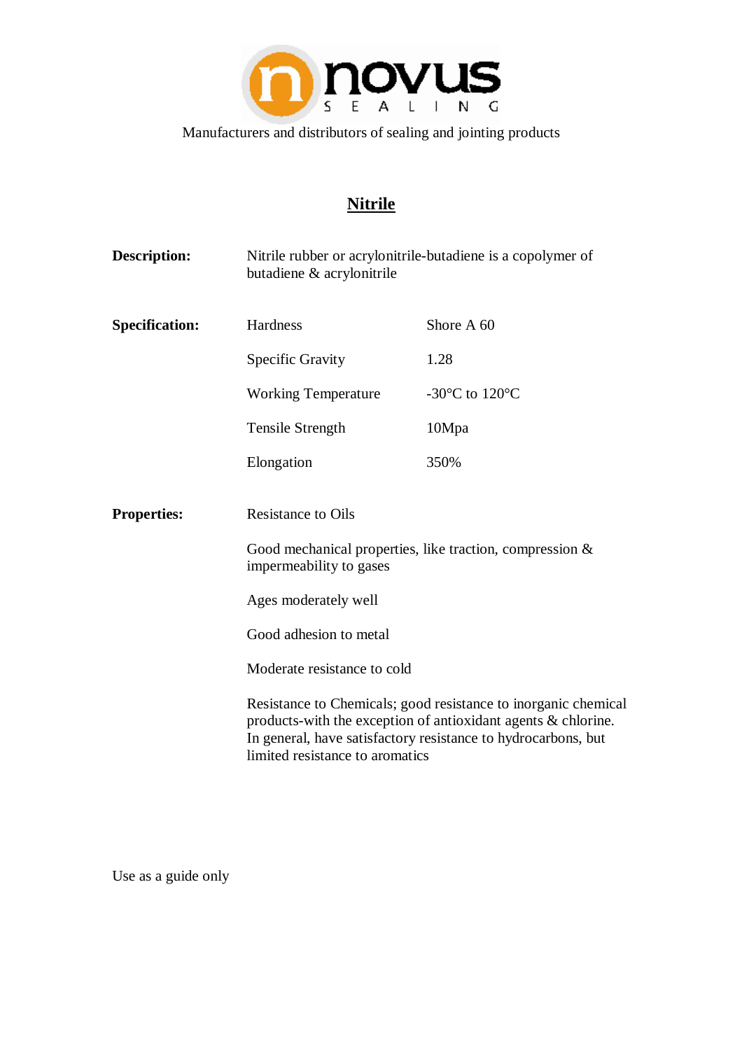Manufacturers and distributors of sealing and jointing products

# Nitrile

**Description:** Nitrile rubber or acrylonitrile-butadiene is a copolymer of butadiene & acrylonitrile

**Specification:**

| Property | Value |
|---|---|
| Hardness | Shore A 60 |
| Specific Gravity | 1.28 |
| Working Temperature | -30°C to 120°C |
| Tensile Strength | 10Mpa |
| Elongation | 350% |

**Properties:**

Resistance to Oils

Good mechanical properties, like traction, compression & impermeability to gases

Ages moderately well

Good adhesion to metal

Moderate resistance to cold

Resistance to Chemicals; good resistance to inorganic chemical products-with the exception of antioxidant agents & chlorine. In general, have satisfactory resistance to hydrocarbons, but limited resistance to aromatics

Use as a guide only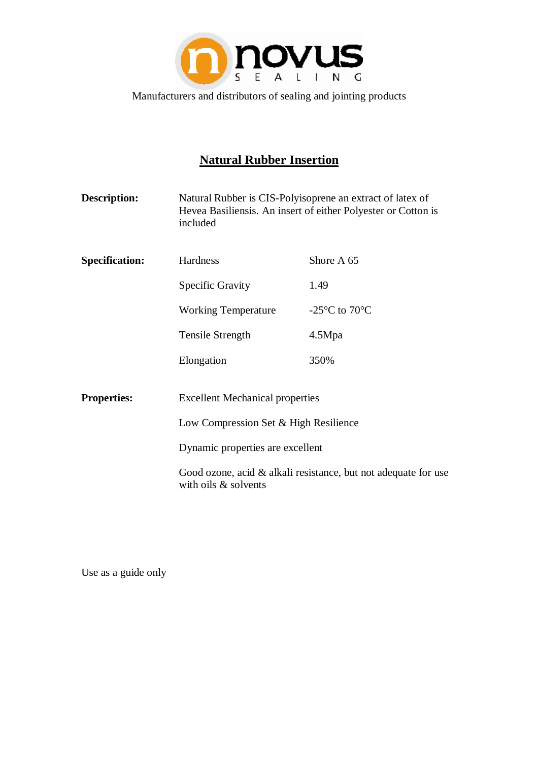novus SEALING

Manufacturers and distributors of sealing and jointing products

# Natural Rubber Insertion

**Description:** Natural Rubber is CIS-Polyisoprene an extract of latex of Hevea Basiliensis. An insert of either Polyester or Cotton is included

**Specification:**

| | |
|---|---|
| Hardness | Shore A 65 |
| Specific Gravity | 1.49 |
| Working Temperature | -25°C to 70°C |
| Tensile Strength | 4.5Mpa |
| Elongation | 350% |

**Properties:**

Excellent Mechanical properties

Low Compression Set & High Resilience

Dynamic properties are excellent

Good ozone, acid & alkali resistance, but not adequate for use with oils & solvents

Use as a guide only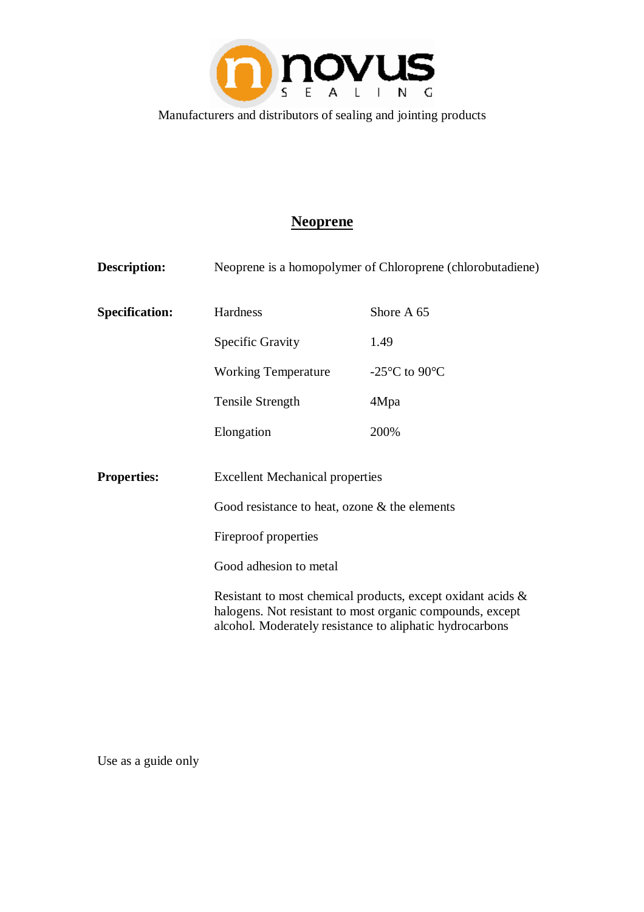novus SEALING

Manufacturers and distributors of sealing and jointing products

# Neoprene

**Description:** Neoprene is a homopolymer of Chloroprene (chlorobutadiene)

**Specification:**

| | |
|---|---|
| Hardness | Shore A 65 |
| Specific Gravity | 1.49 |
| Working Temperature | -25°C to 90°C |
| Tensile Strength | 4Mpa |
| Elongation | 200% |

**Properties:**

Excellent Mechanical properties

Good resistance to heat, ozone & the elements

Fireproof properties

Good adhesion to metal

Resistant to most chemical products, except oxidant acids & halogens. Not resistant to most organic compounds, except alcohol. Moderately resistance to aliphatic hydrocarbons

Use as a guide only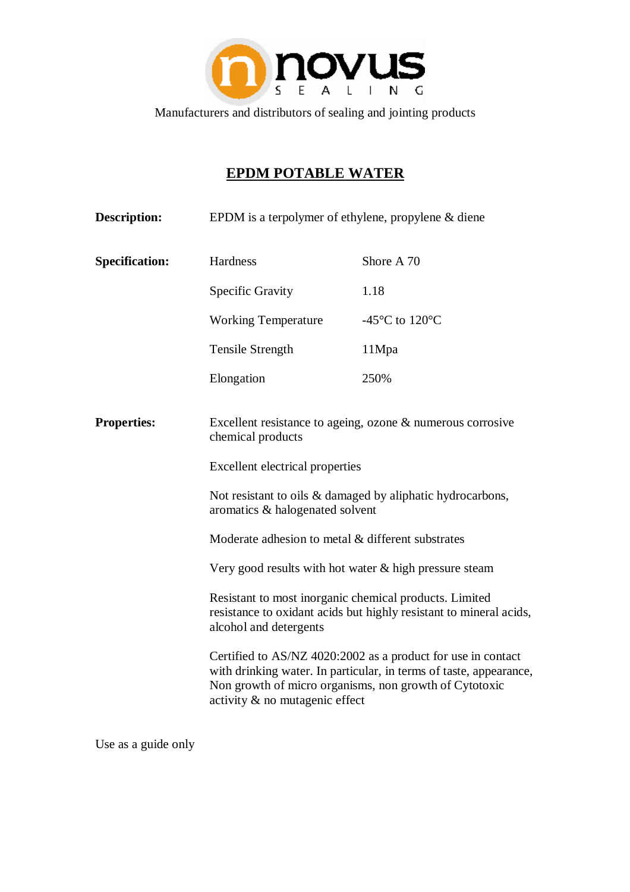novus

SEALING

Manufacturers and distributors of sealing and jointing products

# EPDM POTABLE WATER

**Description:** EPDM is a terpolymer of ethylene, propylene & diene

**Specification:**

| | |
|---|---|
| Hardness | Shore A 70 |
| Specific Gravity | 1.18 |
| Working Temperature | -45°C to 120°C |
| Tensile Strength | 11Mpa |
| Elongation | 250% |

**Properties:**

Excellent resistance to ageing, ozone & numerous corrosive chemical products

Excellent electrical properties

Not resistant to oils & damaged by aliphatic hydrocarbons, aromatics & halogenated solvent

Moderate adhesion to metal & different substrates

Very good results with hot water & high pressure steam

Resistant to most inorganic chemical products. Limited resistance to oxidant acids but highly resistant to mineral acids, alcohol and detergents

Certified to AS/NZ 4020:2002 as a product for use in contact with drinking water. In particular, in terms of taste, appearance, Non growth of micro organisms, non growth of Cytotoxic activity & no mutagenic effect

Use as a guide only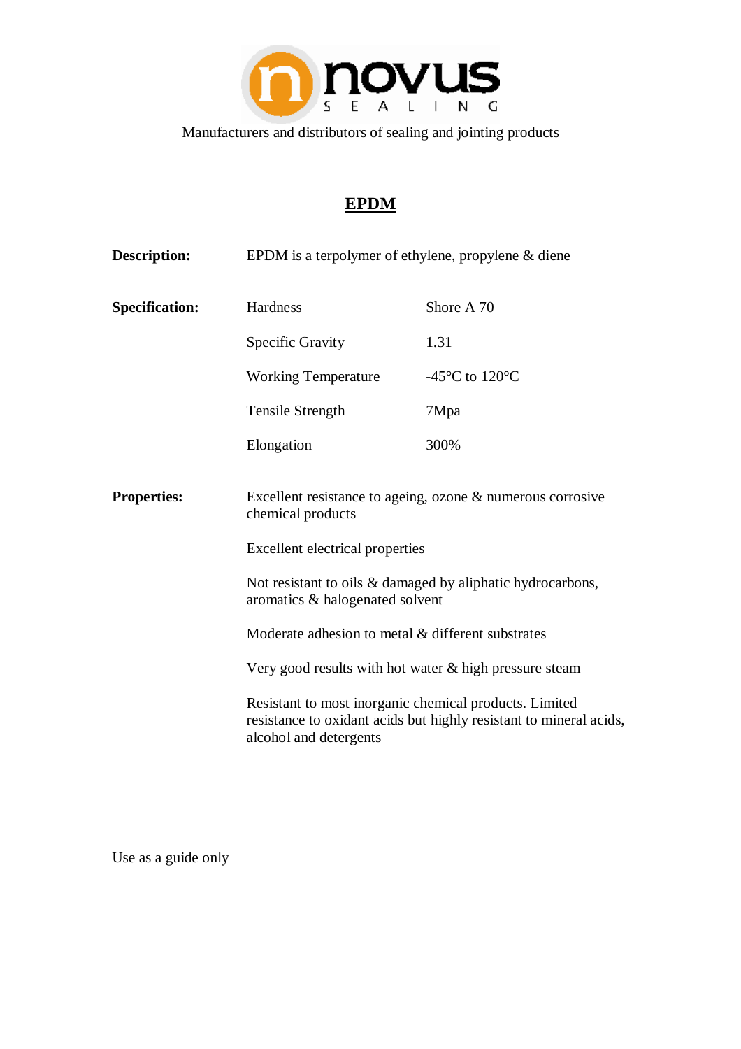novus SEALING

Manufacturers and distributors of sealing and jointing products

# EPDM

**Description:** EPDM is a terpolymer of ethylene, propylene & diene

**Specification:**

| | |
|---|---|
| Hardness | Shore A 70 |
| Specific Gravity | 1.31 |
| Working Temperature | -45°C to 120°C |
| Tensile Strength | 7Mpa |
| Elongation | 300% |

**Properties:**

Excellent resistance to ageing, ozone & numerous corrosive chemical products

Excellent electrical properties

Not resistant to oils & damaged by aliphatic hydrocarbons, aromatics & halogenated solvent

Moderate adhesion to metal & different substrates

Very good results with hot water & high pressure steam

Resistant to most inorganic chemical products. Limited resistance to oxidant acids but highly resistant to mineral acids, alcohol and detergents

Use as a guide only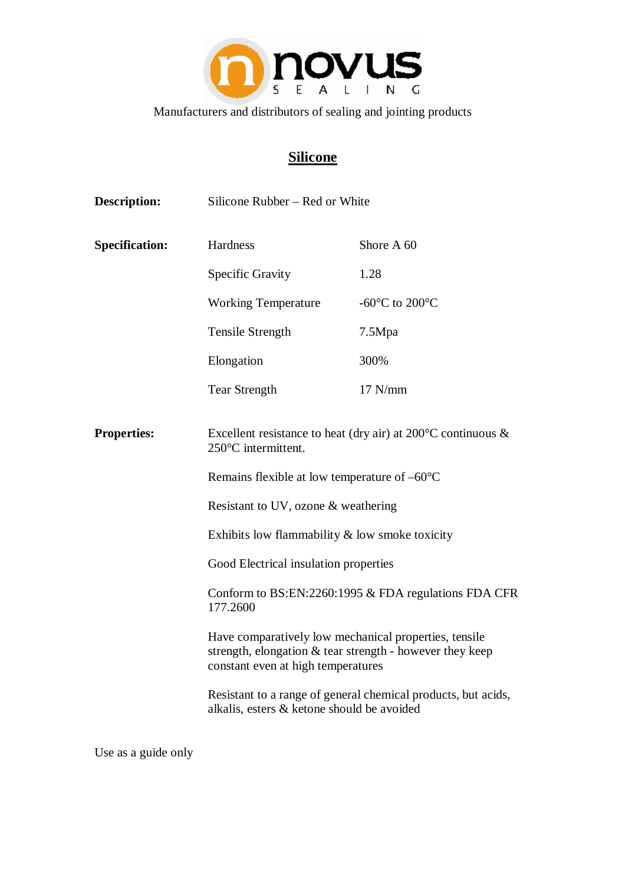**novus**
SEALING

Manufacturers and distributors of sealing and jointing products

# Silicone

**Description:** Silicone Rubber – Red or White

**Specification:**

| Property | Value |
|---|---|
| Hardness | Shore A 60 |
| Specific Gravity | 1.28 |
| Working Temperature | -60°C to 200°C |
| Tensile Strength | 7.5Mpa |
| Elongation | 300% |
| Tear Strength | 17 N/mm |

**Properties:**

Excellent resistance to heat (dry air) at 200°C continuous & 250°C intermittent.

Remains flexible at low temperature of –60°C

Resistant to UV, ozone & weathering

Exhibits low flammability & low smoke toxicity

Good Electrical insulation properties

Conform to BS:EN:2260:1995 & FDA regulations FDA CFR 177.2600

Have comparatively low mechanical properties, tensile strength, elongation & tear strength - however they keep constant even at high temperatures

Resistant to a range of general chemical products, but acids, alkalis, esters & ketone should be avoided

Use as a guide only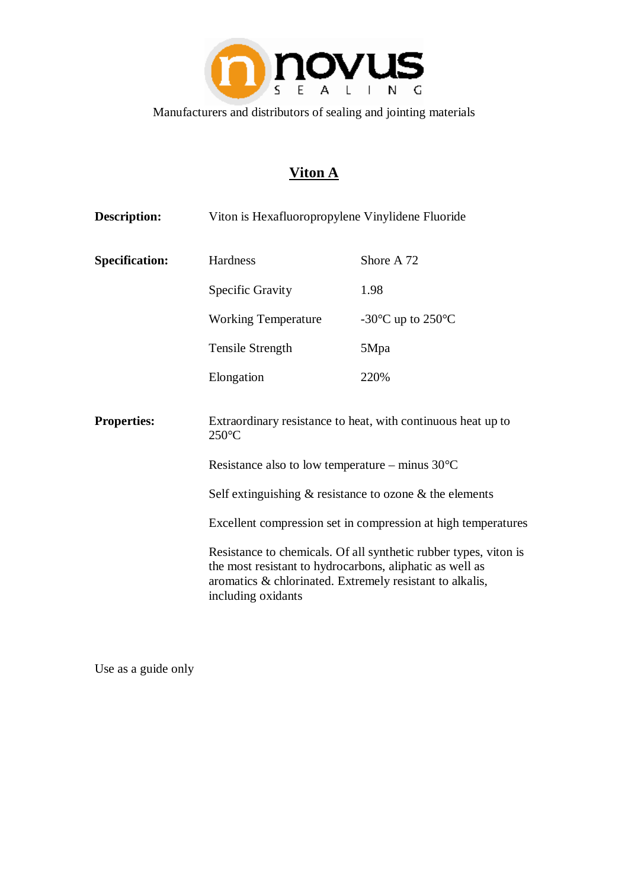Manufacturers and distributors of sealing and jointing materials

# Viton A

**Description:** Viton is Hexafluoropropylene Vinylidene Fluoride

**Specification:**

| | |
|---|---|
| Hardness | Shore A 72 |
| Specific Gravity | 1.98 |
| Working Temperature | -30°C up to 250°C |
| Tensile Strength | 5Mpa |
| Elongation | 220% |

**Properties:**

Extraordinary resistance to heat, with continuous heat up to 250°C

Resistance also to low temperature – minus 30°C

Self extinguishing & resistance to ozone & the elements

Excellent compression set in compression at high temperatures

Resistance to chemicals. Of all synthetic rubber types, viton is the most resistant to hydrocarbons, aliphatic as well as aromatics & chlorinated. Extremely resistant to alkalis, including oxidants

Use as a guide only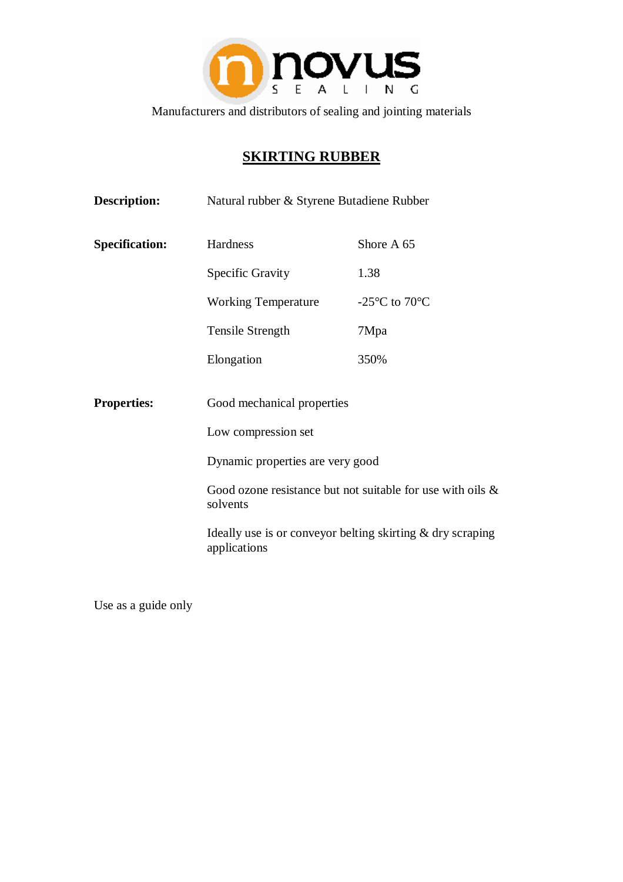novus SEALING

Manufacturers and distributors of sealing and jointing materials

# SKIRTING RUBBER

**Description:** Natural rubber & Styrene Butadiene Rubber

**Specification:**

| | | |
|---|---|---|
| | Hardness | Shore A 65 |
| | Specific Gravity | 1.38 |
| | Working Temperature | -25°C to 70°C |
| | Tensile Strength | 7Mpa |
| | Elongation | 350% |

**Properties:**

Good mechanical properties

Low compression set

Dynamic properties are very good

Good ozone resistance but not suitable for use with oils & solvents

Ideally use is or conveyor belting skirting & dry scraping applications

Use as a guide only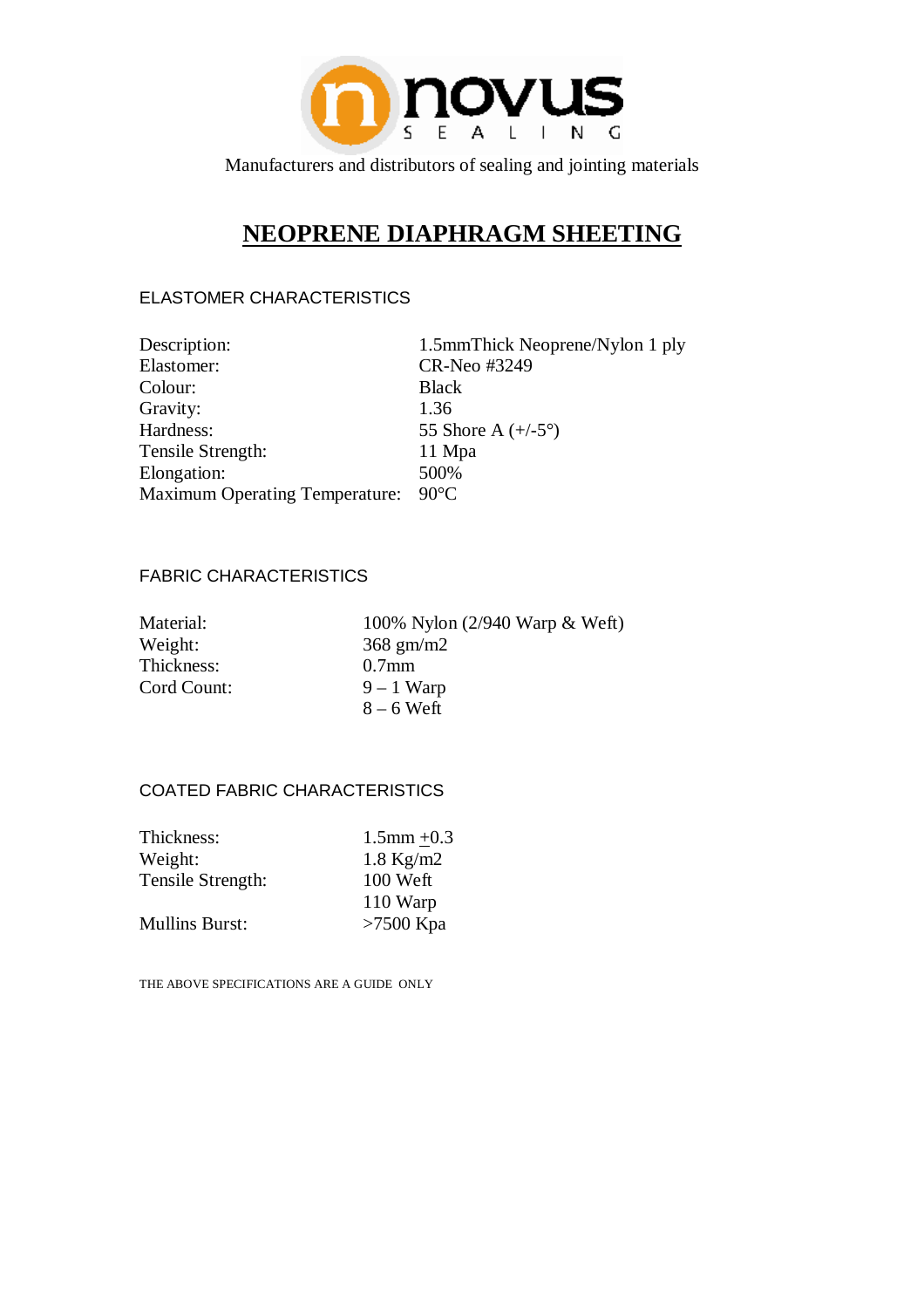novus SEALING

Manufacturers and distributors of sealing and jointing materials

# NEOPRENE DIAPHRAGM SHEETING

## ELASTOMER CHARACTERISTICS

| | |
|---|---|
| Description: | 1.5mmThick Neoprene/Nylon 1 ply |
| Elastomer: | CR-Neo #3249 |
| Colour: | Black |
| Gravity: | 1.36 |
| Hardness: | 55 Shore A (+/-5°) |
| Tensile Strength: | 11 Mpa |
| Elongation: | 500% |
| Maximum Operating Temperature: | 90°C |

## FABRIC CHARACTERISTICS

| | |
|---|---|
| Material: | 100% Nylon (2/940 Warp & Weft) |
| Weight: | 368 gm/m2 |
| Thickness: | 0.7mm |
| Cord Count: | 9 – 1 Warp |
| | 8 – 6 Weft |

## COATED FABRIC CHARACTERISTICS

| | |
|---|---|
| Thickness: | 1.5mm ±0.3 |
| Weight: | 1.8 Kg/m2 |
| Tensile Strength: | 100 Weft |
| | 110 Warp |
| Mullins Burst: | >7500 Kpa |

THE ABOVE SPECIFICATIONS ARE A GUIDE ONLY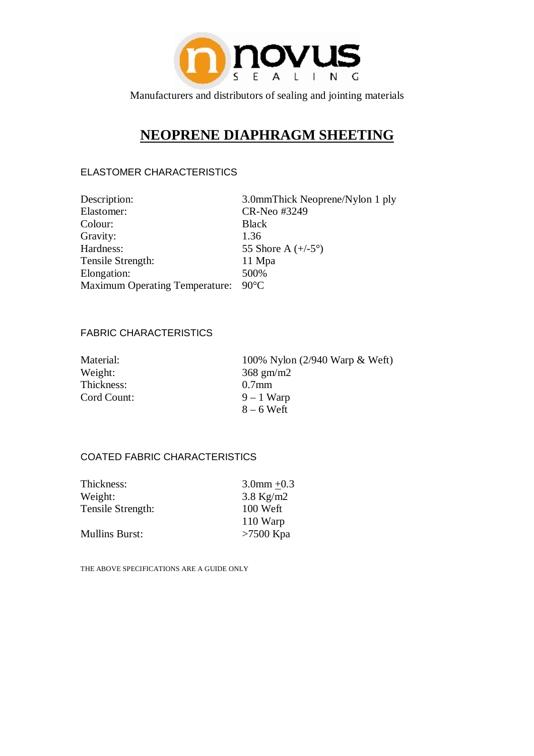novus SEALING

Manufacturers and distributors of sealing and jointing materials

# NEOPRENE DIAPHRAGM SHEETING

## ELASTOMER CHARACTERISTICS

| | |
|---|---|
| Description: | 3.0mmThick Neoprene/Nylon 1 ply |
| Elastomer: | CR-Neo #3249 |
| Colour: | Black |
| Gravity: | 1.36 |
| Hardness: | 55 Shore A (+/-5°) |
| Tensile Strength: | 11 Mpa |
| Elongation: | 500% |
| Maximum Operating Temperature: | 90°C |

## FABRIC CHARACTERISTICS

| | |
|---|---|
| Material: | 100% Nylon (2/940 Warp & Weft) |
| Weight: | 368 gm/m2 |
| Thickness: | 0.7mm |
| Cord Count: | 9 – 1 Warp |
| | 8 – 6 Weft |

## COATED FABRIC CHARACTERISTICS

| | |
|---|---|
| Thickness: | 3.0mm ±0.3 |
| Weight: | 3.8 Kg/m2 |
| Tensile Strength: | 100 Weft |
| | 110 Warp |
| Mullins Burst: | >7500 Kpa |

THE ABOVE SPECIFICATIONS ARE A GUIDE ONLY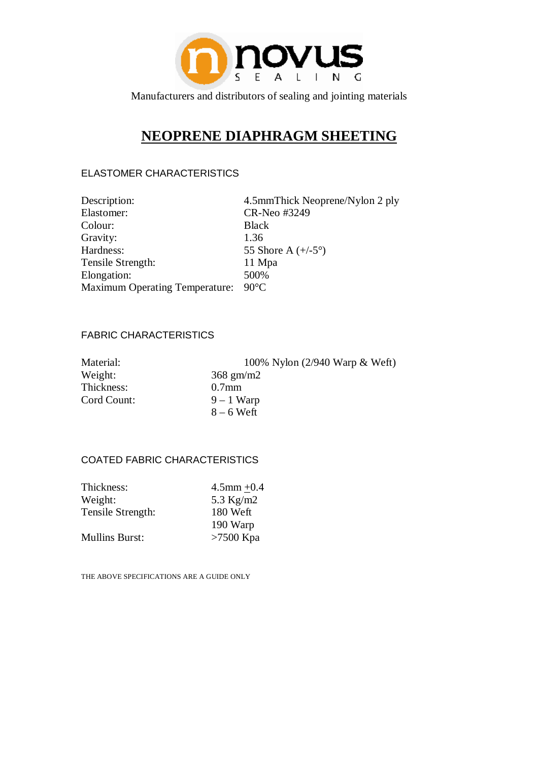novus SEALING

Manufacturers and distributors of sealing and jointing materials

# NEOPRENE DIAPHRAGM SHEETING

## ELASTOMER CHARACTERISTICS

| | |
|---|---|
| Description: | 4.5mmThick Neoprene/Nylon 2 ply |
| Elastomer: | CR-Neo #3249 |
| Colour: | Black |
| Gravity: | 1.36 |
| Hardness: | 55 Shore A (+/-5°) |
| Tensile Strength: | 11 Mpa |
| Elongation: | 500% |
| Maximum Operating Temperature: | 90°C |

## FABRIC CHARACTERISTICS

| | |
|---|---|
| Material: | 100% Nylon (2/940 Warp & Weft) |
| Weight: | 368 gm/m2 |
| Thickness: | 0.7mm |
| Cord Count: | 9 – 1 Warp |
| | 8 – 6 Weft |

## COATED FABRIC CHARACTERISTICS

| | |
|---|---|
| Thickness: | 4.5mm ±0.4 |
| Weight: | 5.3 Kg/m2 |
| Tensile Strength: | 180 Weft |
| | 190 Warp |
| Mullins Burst: | >7500 Kpa |

THE ABOVE SPECIFICATIONS ARE A GUIDE ONLY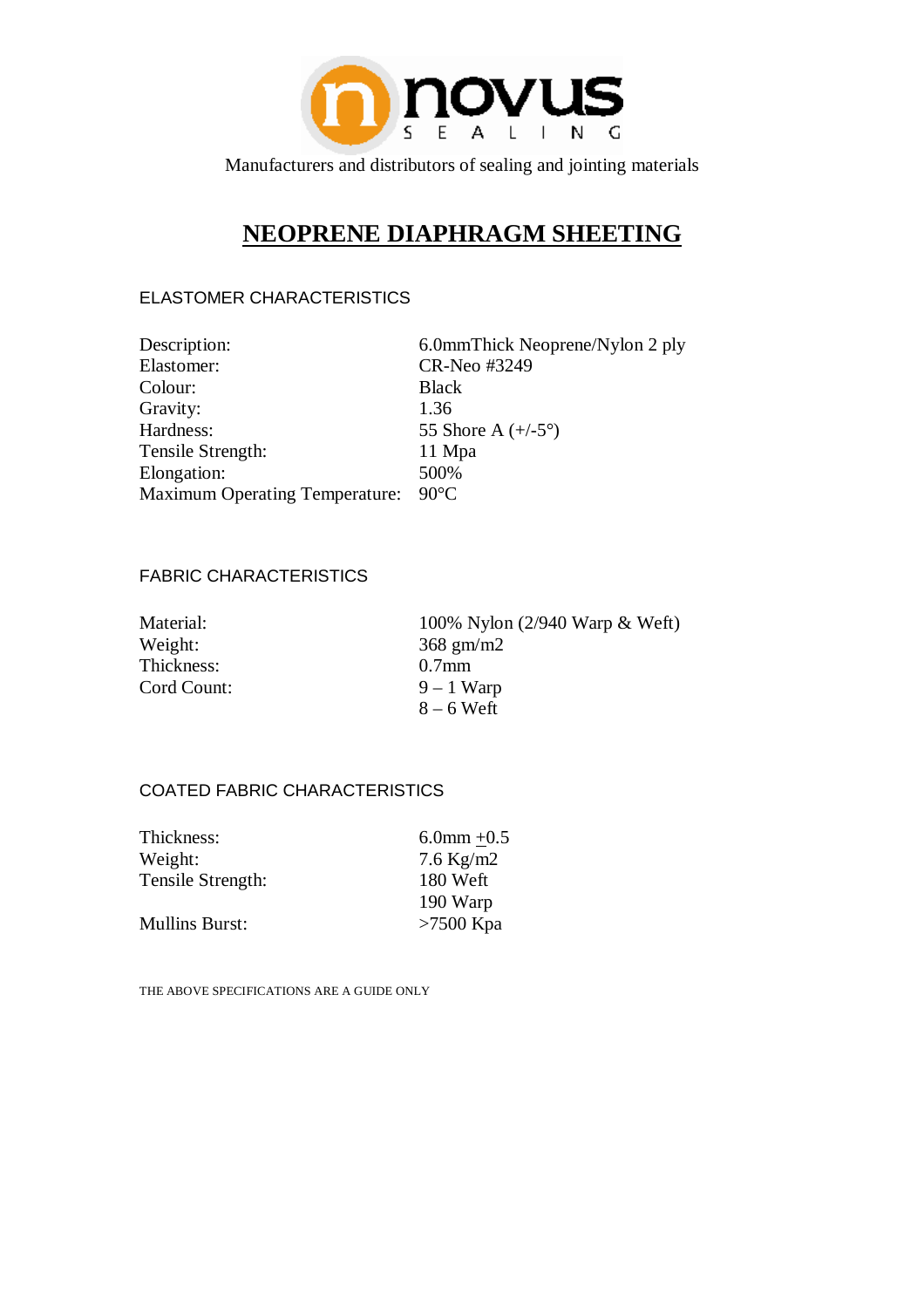novus SEALING

Manufacturers and distributors of sealing and jointing materials

# NEOPRENE DIAPHRAGM SHEETING

## ELASTOMER CHARACTERISTICS

| | |
|---|---|
| Description: | 6.0mmThick Neoprene/Nylon 2 ply |
| Elastomer: | CR-Neo #3249 |
| Colour: | Black |
| Gravity: | 1.36 |
| Hardness: | 55 Shore A (+/-5°) |
| Tensile Strength: | 11 Mpa |
| Elongation: | 500% |
| Maximum Operating Temperature: | 90°C |

## FABRIC CHARACTERISTICS

| | |
|---|---|
| Material: | 100% Nylon (2/940 Warp & Weft) |
| Weight: | 368 gm/m2 |
| Thickness: | 0.7mm |
| Cord Count: | 9 – 1 Warp |
| | 8 – 6 Weft |

## COATED FABRIC CHARACTERISTICS

| | |
|---|---|
| Thickness: | 6.0mm $\pm$0.5 |
| Weight: | 7.6 Kg/m2 |
| Tensile Strength: | 180 Weft |
| | 190 Warp |
| Mullins Burst: | >7500 Kpa |

THE ABOVE SPECIFICATIONS ARE A GUIDE ONLY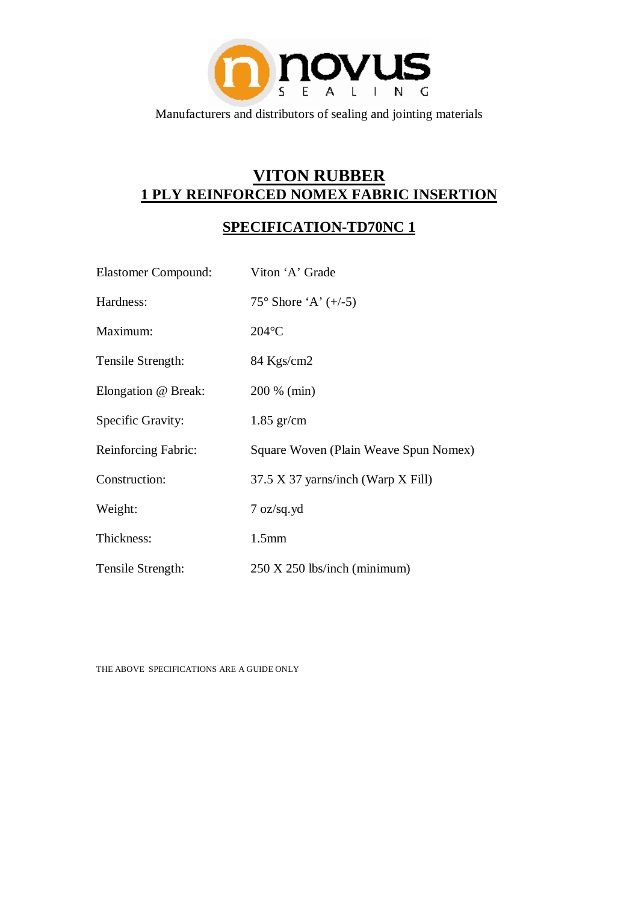novus SEALING

Manufacturers and distributors of sealing and jointing materials

# VITON RUBBER
# 1 PLY REINFORCED NOMEX FABRIC INSERTION

## SPECIFICATION-TD70NC 1

| | |
|---|---|
| Elastomer Compound: | Viton 'A' Grade |
| Hardness: | 75° Shore 'A' (+/-5) |
| Maximum: | 204°C |
| Tensile Strength: | 84 Kgs/cm2 |
| Elongation @ Break: | 200 % (min) |
| Specific Gravity: | 1.85 gr/cm |
| Reinforcing Fabric: | Square Woven (Plain Weave Spun Nomex) |
| Construction: | 37.5 X 37 yarns/inch (Warp X Fill) |
| Weight: | 7 oz/sq.yd |
| Thickness: | 1.5mm |
| Tensile Strength: | 250 X 250 lbs/inch (minimum) |

THE ABOVE SPECIFICATIONS ARE A GUIDE ONLY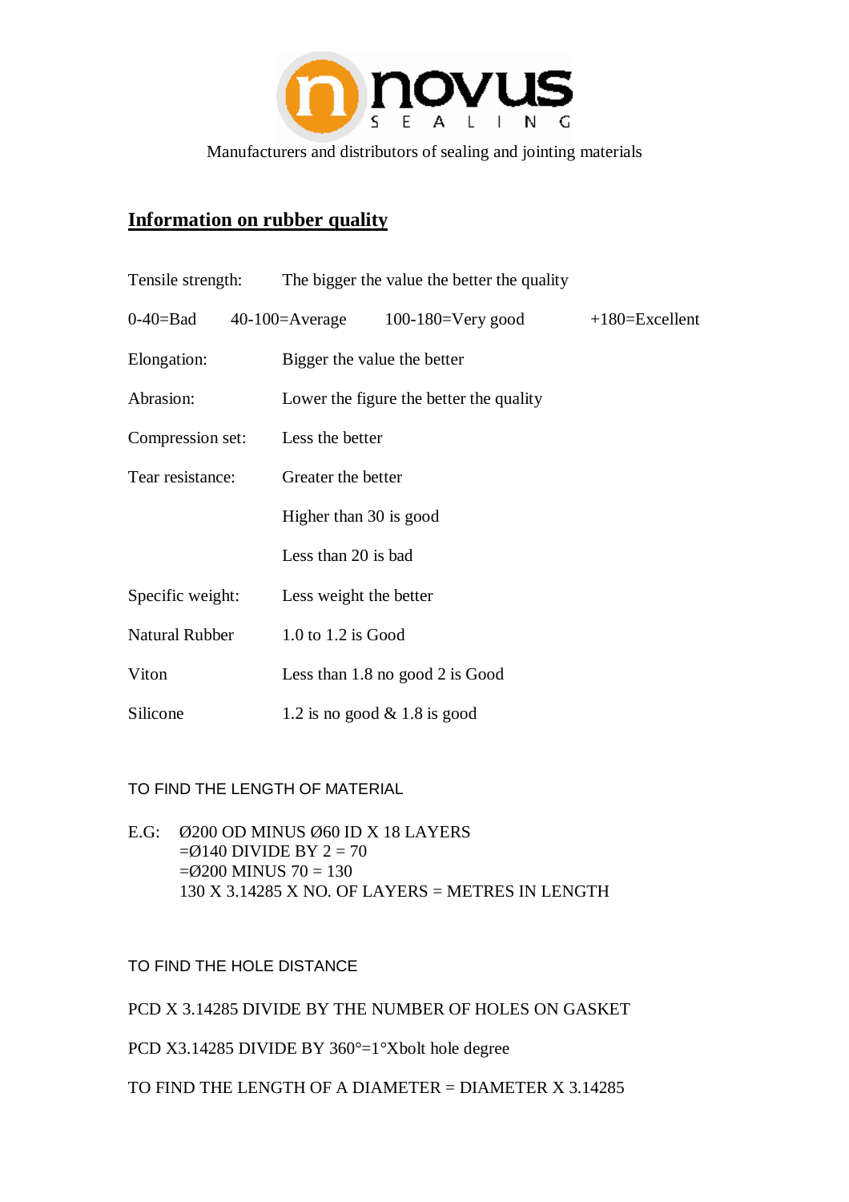**novus** SEALING

Manufacturers and distributors of sealing and jointing materials

## Information on rubber quality

Tensile strength: The bigger the value the better the quality

0-40=Bad 40-100=Average 100-180=Very good +180=Excellent

Elongation: Bigger the value the better

Abrasion: Lower the figure the better the quality

Compression set: Less the better

Tear resistance: Greater the better

Higher than 30 is good

Less than 20 is bad

Specific weight: Less weight the better

Natural Rubber 1.0 to 1.2 is Good

Viton Less than 1.8 no good 2 is Good

Silicone 1.2 is no good & 1.8 is good

TO FIND THE LENGTH OF MATERIAL

E.G: Ø200 OD MINUS Ø60 ID X 18 LAYERS
=Ø140 DIVIDE BY 2 = 70
=Ø200 MINUS 70 = 130
130 X 3.14285 X NO. OF LAYERS = METRES IN LENGTH

TO FIND THE HOLE DISTANCE

PCD X 3.14285 DIVIDE BY THE NUMBER OF HOLES ON GASKET

PCD X3.14285 DIVIDE BY 360°=1°Xbolt hole degree

TO FIND THE LENGTH OF A DIAMETER = DIAMETER X 3.14285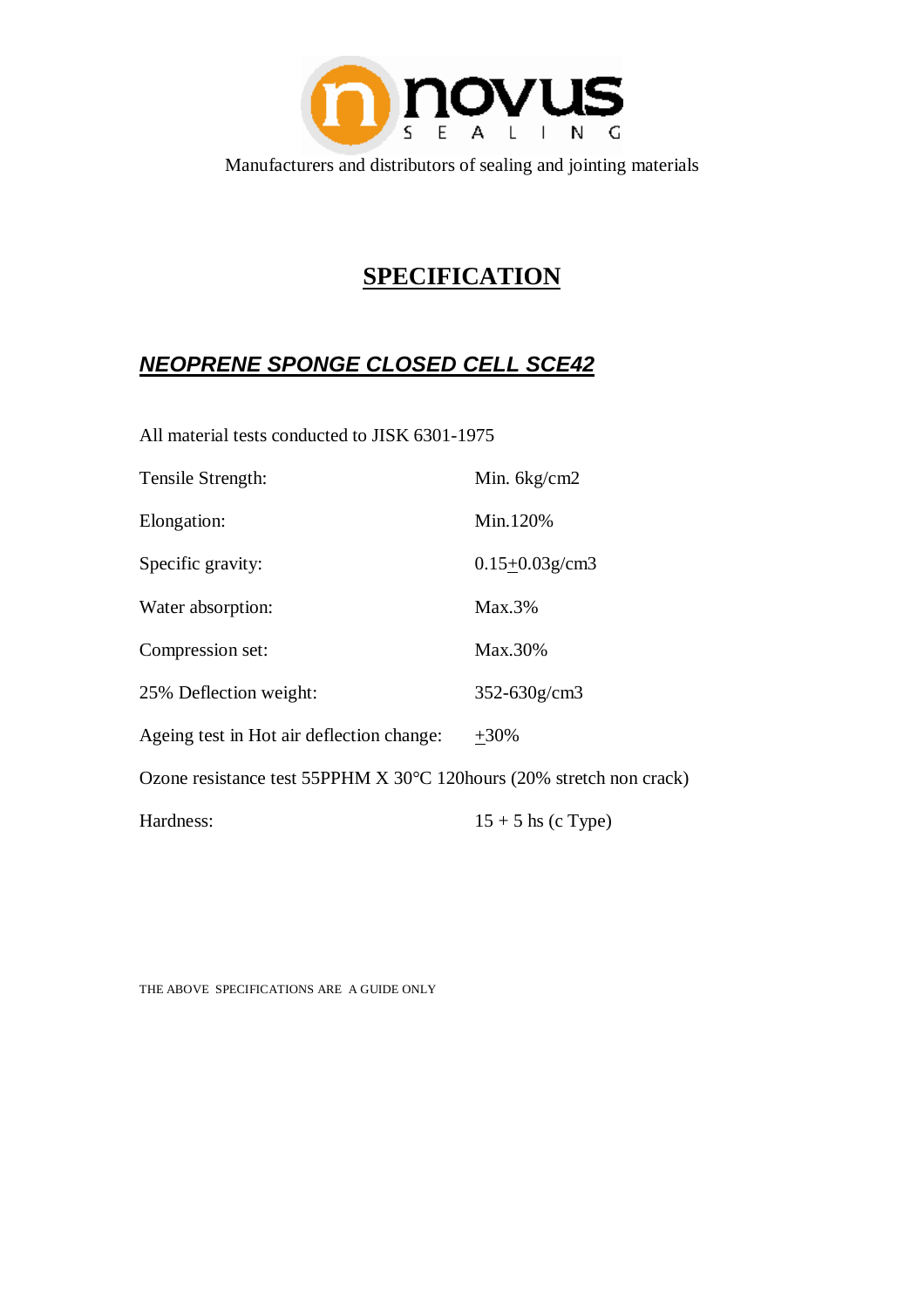Manufacturers and distributors of sealing and jointing materials

# SPECIFICATION

## *NEOPRENE SPONGE CLOSED CELL SCE42*

All material tests conducted to JISK 6301-1975

| | |
|---|---|
| Tensile Strength: | Min. 6kg/cm2 |
| Elongation: | Min.120% |
| Specific gravity: | 0.15$\pm$0.03g/cm3 |
| Water absorption: | Max.3% |
| Compression set: | Max.30% |
| 25% Deflection weight: | 352-630g/cm3 |
| Ageing test in Hot air deflection change: | $\pm$30% |

Ozone resistance test 55PPHM X 30°C 120hours (20% stretch non crack)

| | |
|---|---|
| Hardness: | 15 + 5 hs (c Type) |

THE ABOVE SPECIFICATIONS ARE A GUIDE ONLY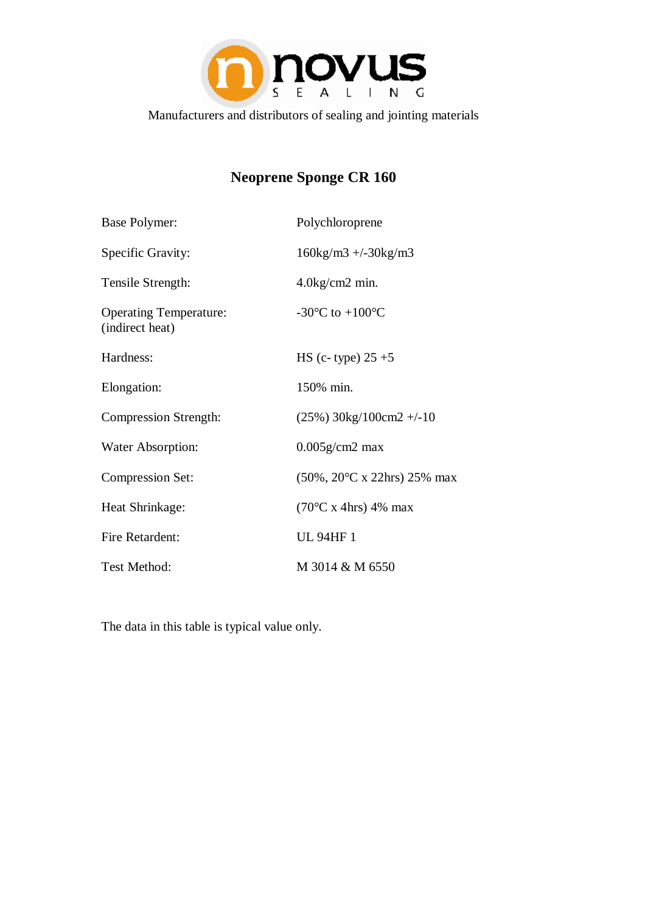novus
SEALING

Manufacturers and distributors of sealing and jointing materials

# Neoprene Sponge CR 160

| | |
|---|---|
| Base Polymer: | Polychloroprene |
| Specific Gravity: | 160kg/m3 +/-30kg/m3 |
| Tensile Strength: | 4.0kg/cm2 min. |
| Operating Temperature: (indirect heat) | -30°C to +100°C |
| Hardness: | HS (c- type) 25 +5 |
| Elongation: | 150% min. |
| Compression Strength: | (25%) 30kg/100cm2 +/-10 |
| Water Absorption: | 0.005g/cm2 max |
| Compression Set: | (50%, 20°C x 22hrs) 25% max |
| Heat Shrinkage: | (70°C x 4hrs) 4% max |
| Fire Retardent: | UL 94HF 1 |
| Test Method: | M 3014 & M 6550 |

The data in this table is typical value only.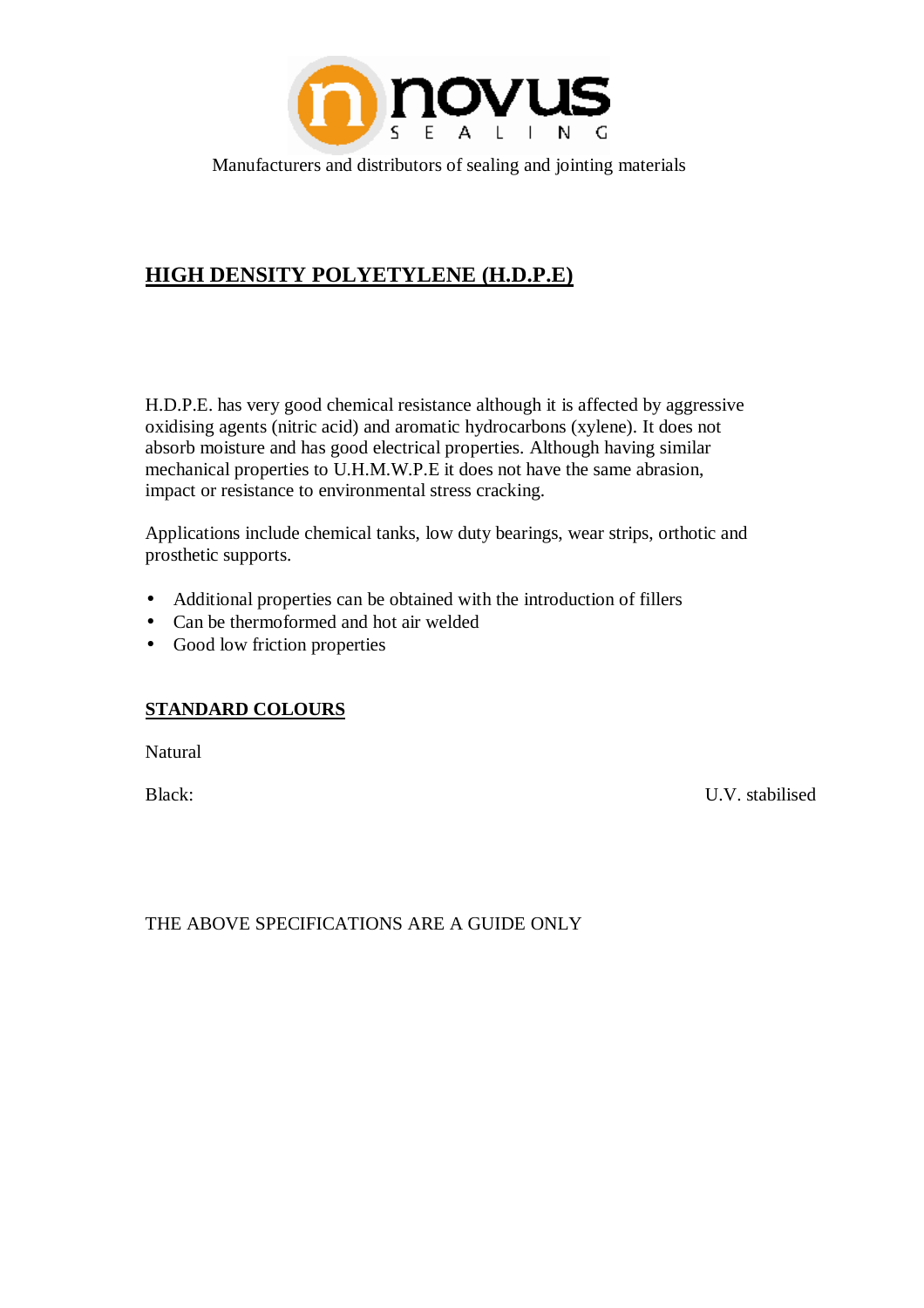novus SEALING

Manufacturers and distributors of sealing and jointing materials

## HIGH DENSITY POLYETYLENE (H.D.P.E)

H.D.P.E. has very good chemical resistance although it is affected by aggressive oxidising agents (nitric acid) and aromatic hydrocarbons (xylene). It does not absorb moisture and has good electrical properties. Although having similar mechanical properties to U.H.M.W.P.E it does not have the same abrasion, impact or resistance to environmental stress cracking.

Applications include chemical tanks, low duty bearings, wear strips, orthotic and prosthetic supports.

- Additional properties can be obtained with the introduction of fillers
- Can be thermoformed and hot air welded
- Good low friction properties

### STANDARD COLOURS

Natural

Black: U.V. stabilised

THE ABOVE SPECIFICATIONS ARE A GUIDE ONLY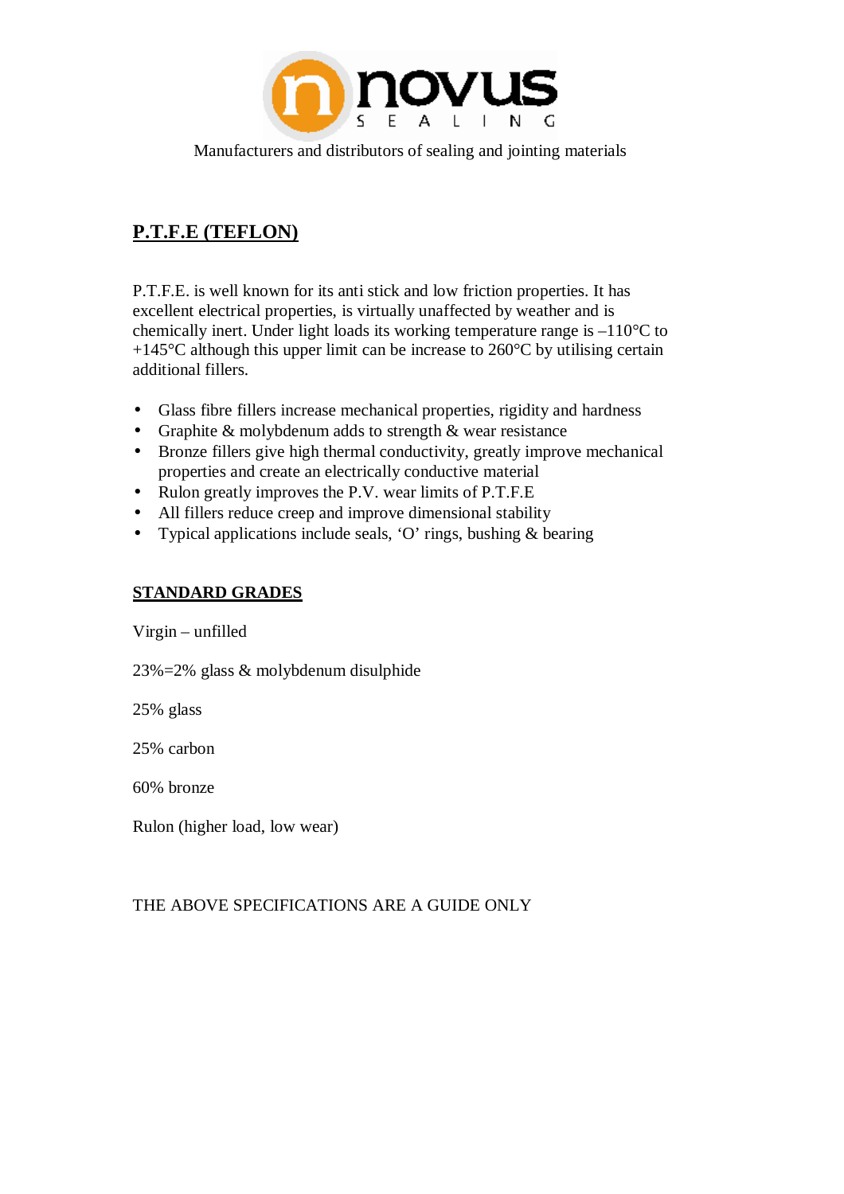novus SEALING

Manufacturers and distributors of sealing and jointing materials

## P.T.F.E (TEFLON)

P.T.F.E. is well known for its anti stick and low friction properties. It has excellent electrical properties, is virtually unaffected by weather and is chemically inert. Under light loads its working temperature range is –110°C to +145°C although this upper limit can be increase to 260°C by utilising certain additional fillers.

- Glass fibre fillers increase mechanical properties, rigidity and hardness
- Graphite & molybdenum adds to strength & wear resistance
- Bronze fillers give high thermal conductivity, greatly improve mechanical properties and create an electrically conductive material
- Rulon greatly improves the P.V. wear limits of P.T.F.E
- All fillers reduce creep and improve dimensional stability
- Typical applications include seals, 'O' rings, bushing & bearing

## STANDARD GRADES

Virgin – unfilled

23%=2% glass & molybdenum disulphide

25% glass

25% carbon

60% bronze

Rulon (higher load, low wear)

THE ABOVE SPECIFICATIONS ARE A GUIDE ONLY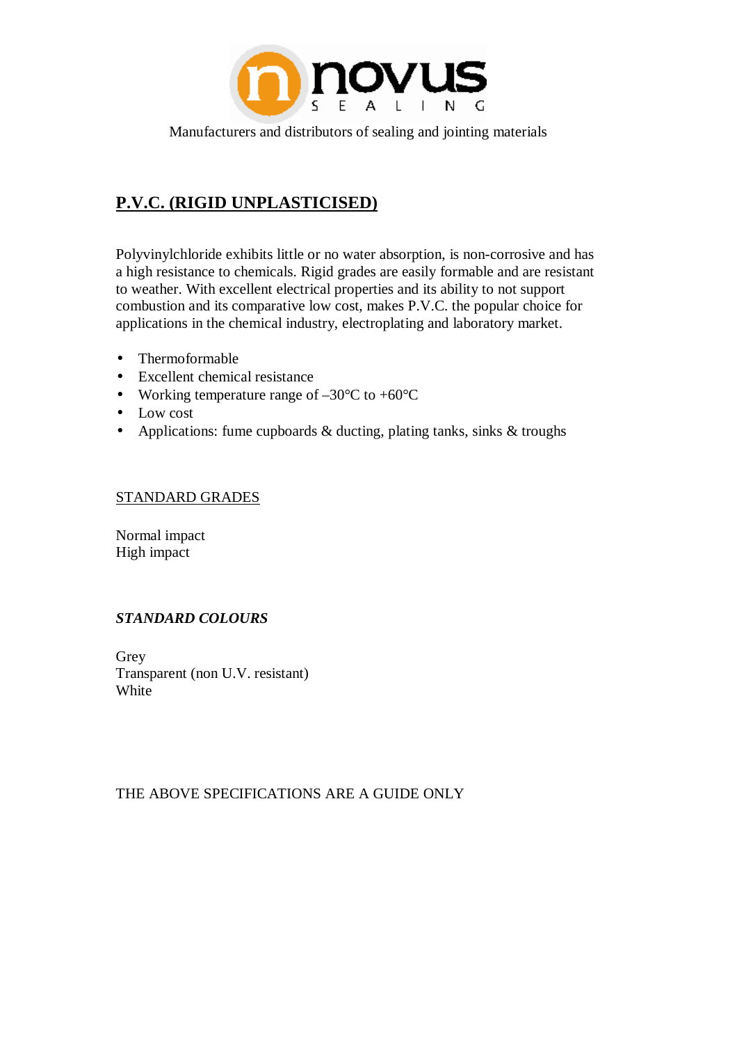novus SEALING

Manufacturers and distributors of sealing and jointing materials

## P.V.C. (RIGID UNPLASTICISED)

Polyvinylchloride exhibits little or no water absorption, is non-corrosive and has a high resistance to chemicals. Rigid grades are easily formable and are resistant to weather. With excellent electrical properties and its ability to not support combustion and its comparative low cost, makes P.V.C. the popular choice for applications in the chemical industry, electroplating and laboratory market.

- Thermoformable
- Excellent chemical resistance
- Working temperature range of –30°C to +60°C
- Low cost
- Applications: fume cupboards & ducting, plating tanks, sinks & troughs

STANDARD GRADES

Normal impact
High impact

***STANDARD COLOURS***

Grey
Transparent (non U.V. resistant)
White

THE ABOVE SPECIFICATIONS ARE A GUIDE ONLY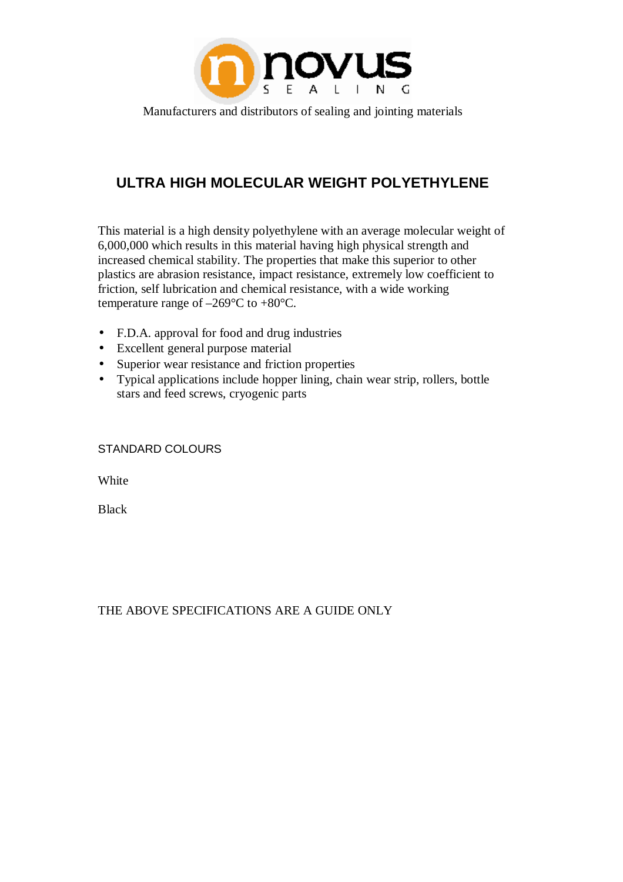Manufacturers and distributors of sealing and jointing materials

# ULTRA HIGH MOLECULAR WEIGHT POLYETHYLENE

This material is a high density polyethylene with an average molecular weight of 6,000,000 which results in this material having high physical strength and increased chemical stability. The properties that make this superior to other plastics are abrasion resistance, impact resistance, extremely low coefficient to friction, self lubrication and chemical resistance, with a wide working temperature range of –269°C to +80°C.

- F.D.A. approval for food and drug industries
- Excellent general purpose material
- Superior wear resistance and friction properties
- Typical applications include hopper lining, chain wear strip, rollers, bottle stars and feed screws, cryogenic parts

STANDARD COLOURS

White

Black

THE ABOVE SPECIFICATIONS ARE A GUIDE ONLY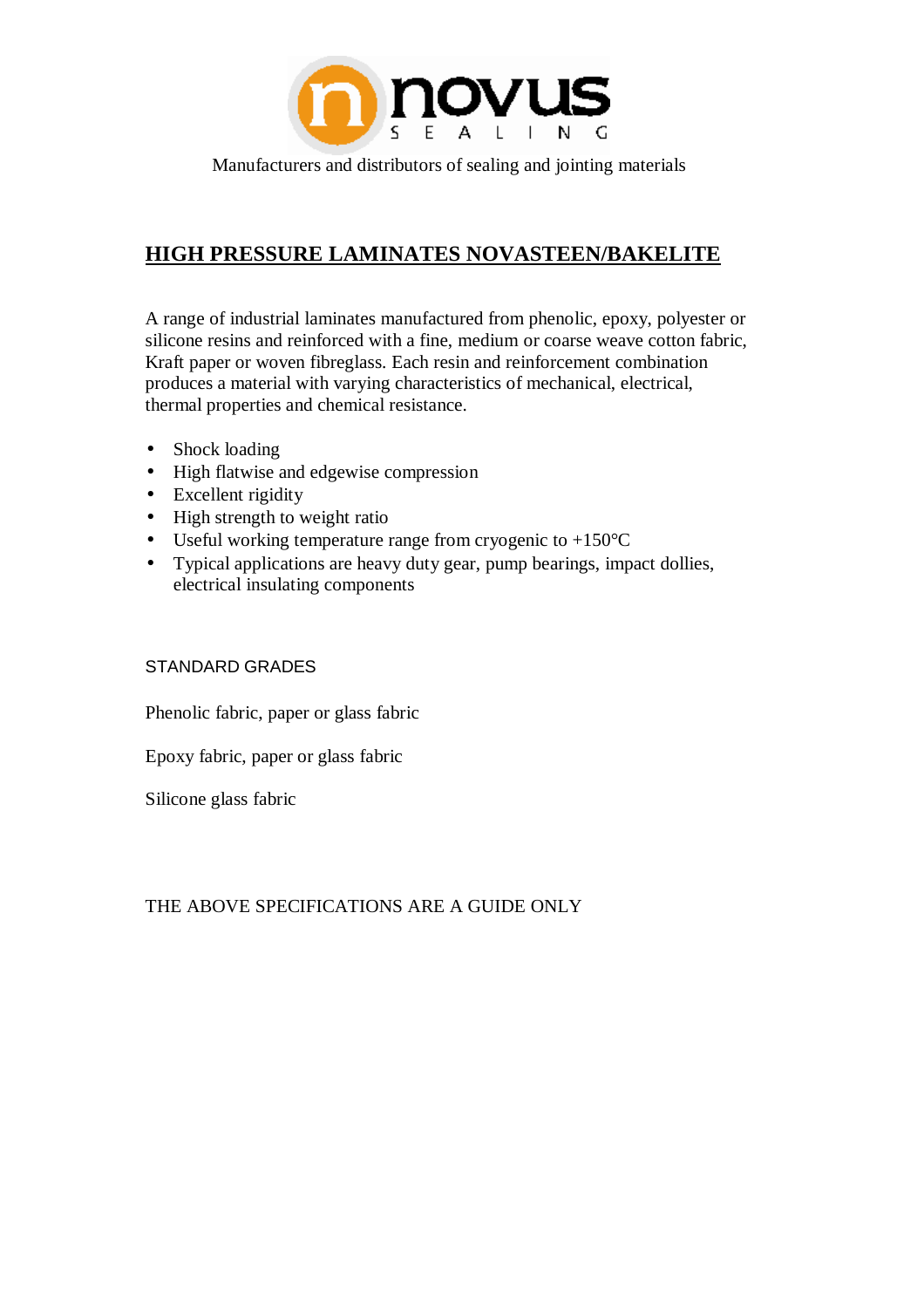Manufacturers and distributors of sealing and jointing materials

## HIGH PRESSURE LAMINATES NOVASTEEN/BAKELITE

A range of industrial laminates manufactured from phenolic, epoxy, polyester or silicone resins and reinforced with a fine, medium or coarse weave cotton fabric, Kraft paper or woven fibreglass. Each resin and reinforcement combination produces a material with varying characteristics of mechanical, electrical, thermal properties and chemical resistance.

- Shock loading
- High flatwise and edgewise compression
- Excellent rigidity
- High strength to weight ratio
- Useful working temperature range from cryogenic to +150°C
- Typical applications are heavy duty gear, pump bearings, impact dollies, electrical insulating components

STANDARD GRADES

Phenolic fabric, paper or glass fabric

Epoxy fabric, paper or glass fabric

Silicone glass fabric

THE ABOVE SPECIFICATIONS ARE A GUIDE ONLY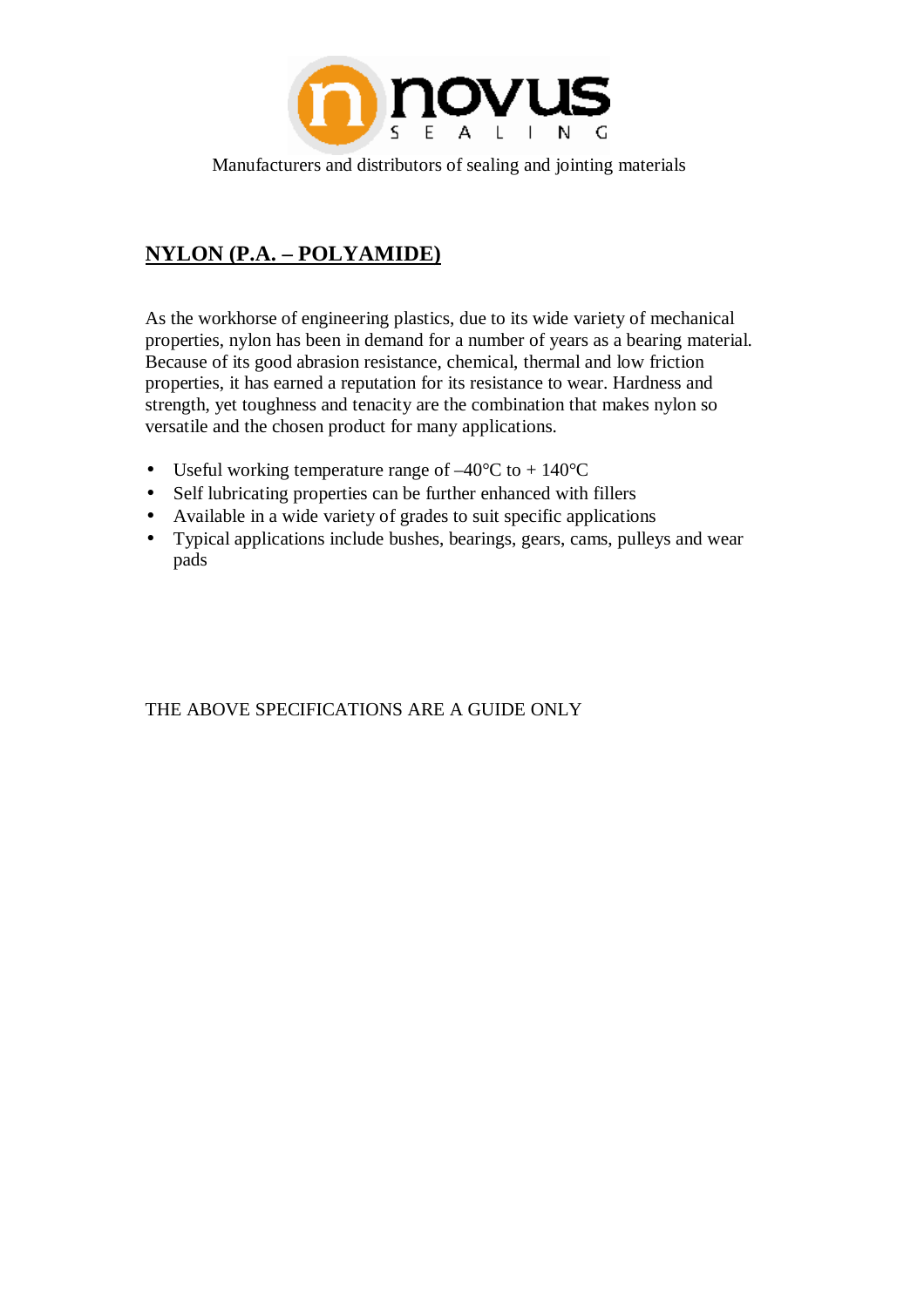Manufacturers and distributors of sealing and jointing materials

## NYLON (P.A. – POLYAMIDE)

As the workhorse of engineering plastics, due to its wide variety of mechanical properties, nylon has been in demand for a number of years as a bearing material. Because of its good abrasion resistance, chemical, thermal and low friction properties, it has earned a reputation for its resistance to wear. Hardness and strength, yet toughness and tenacity are the combination that makes nylon so versatile and the chosen product for many applications.

- Useful working temperature range of –40°C to + 140°C
- Self lubricating properties can be further enhanced with fillers
- Available in a wide variety of grades to suit specific applications
- Typical applications include bushes, bearings, gears, cams, pulleys and wear pads

THE ABOVE SPECIFICATIONS ARE A GUIDE ONLY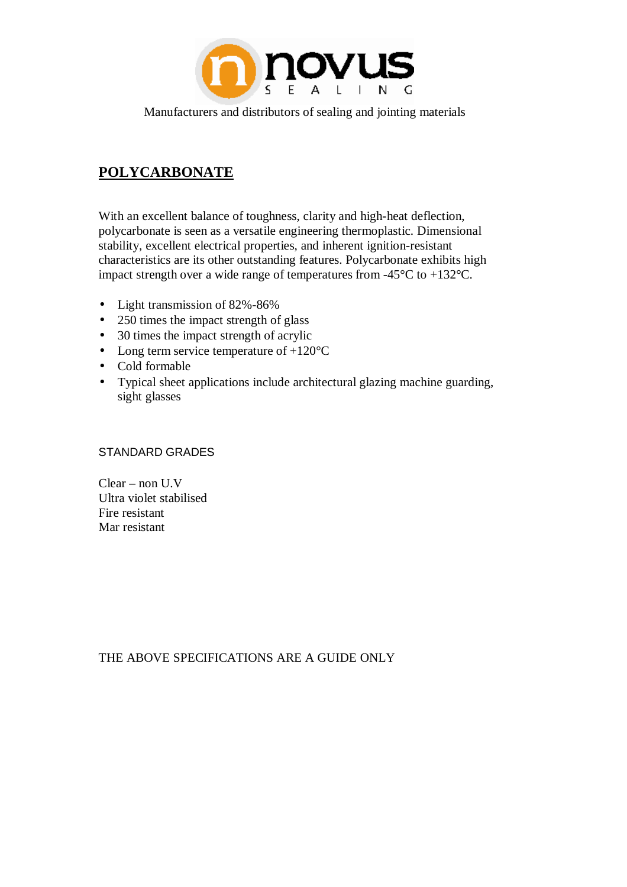Manufacturers and distributors of sealing and jointing materials

## POLYCARBONATE

With an excellent balance of toughness, clarity and high-heat deflection, polycarbonate is seen as a versatile engineering thermoplastic. Dimensional stability, excellent electrical properties, and inherent ignition-resistant characteristics are its other outstanding features. Polycarbonate exhibits high impact strength over a wide range of temperatures from -45°C to +132°C.

- Light transmission of 82%-86%
- 250 times the impact strength of glass
- 30 times the impact strength of acrylic
- Long term service temperature of +120°C
- Cold formable
- Typical sheet applications include architectural glazing machine guarding, sight glasses

STANDARD GRADES

Clear – non U.V
Ultra violet stabilised
Fire resistant
Mar resistant

THE ABOVE SPECIFICATIONS ARE A GUIDE ONLY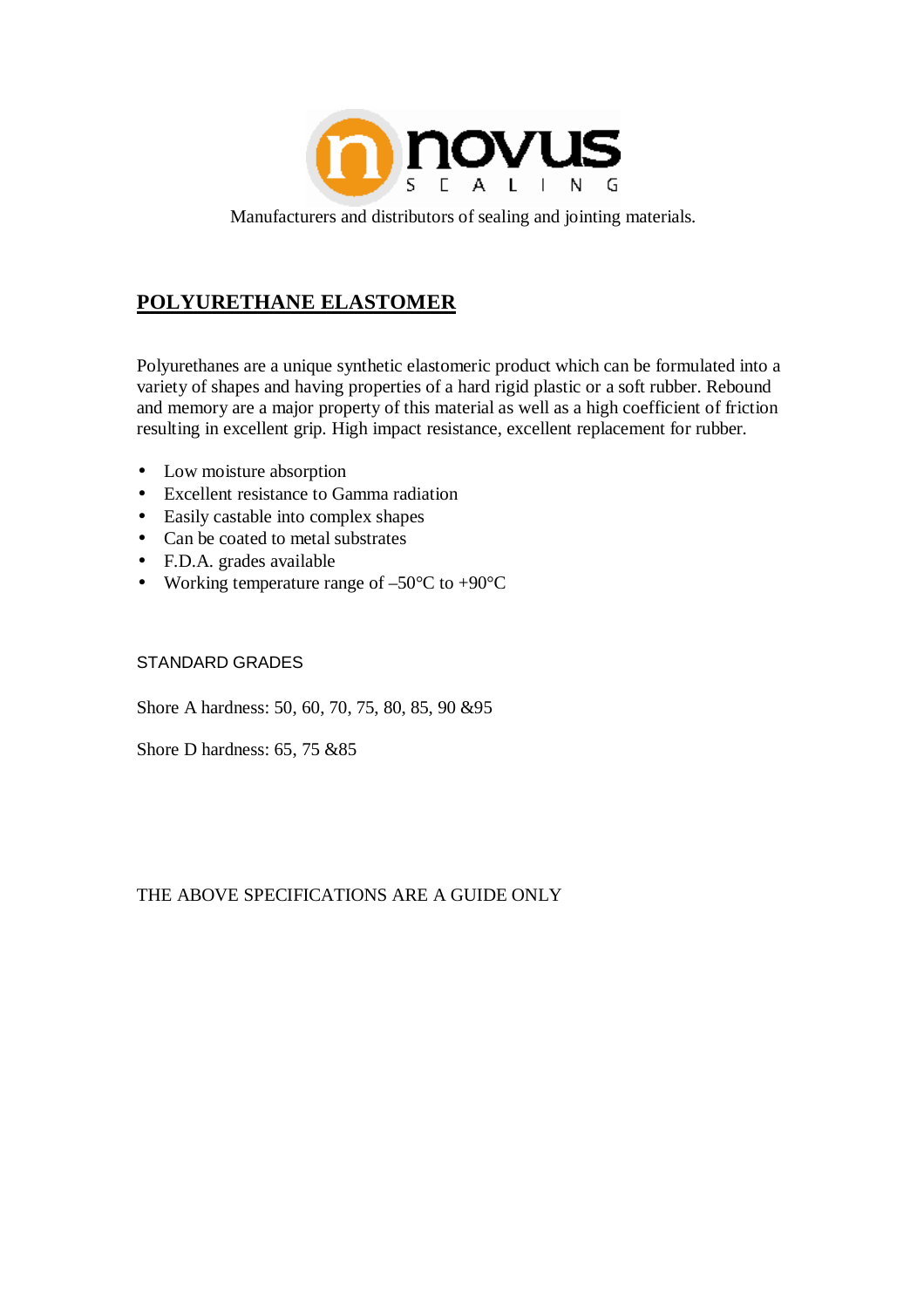novus SEALING

Manufacturers and distributors of sealing and jointing materials.

## POLYURETHANE ELASTOMER

Polyurethanes are a unique synthetic elastomeric product which can be formulated into a variety of shapes and having properties of a hard rigid plastic or a soft rubber. Rebound and memory are a major property of this material as well as a high coefficient of friction resulting in excellent grip. High impact resistance, excellent replacement for rubber.

- Low moisture absorption
- Excellent resistance to Gamma radiation
- Easily castable into complex shapes
- Can be coated to metal substrates
- F.D.A. grades available
- Working temperature range of –50°C to +90°C

STANDARD GRADES

Shore A hardness: 50, 60, 70, 75, 80, 85, 90 &95

Shore D hardness: 65, 75 &85

THE ABOVE SPECIFICATIONS ARE A GUIDE ONLY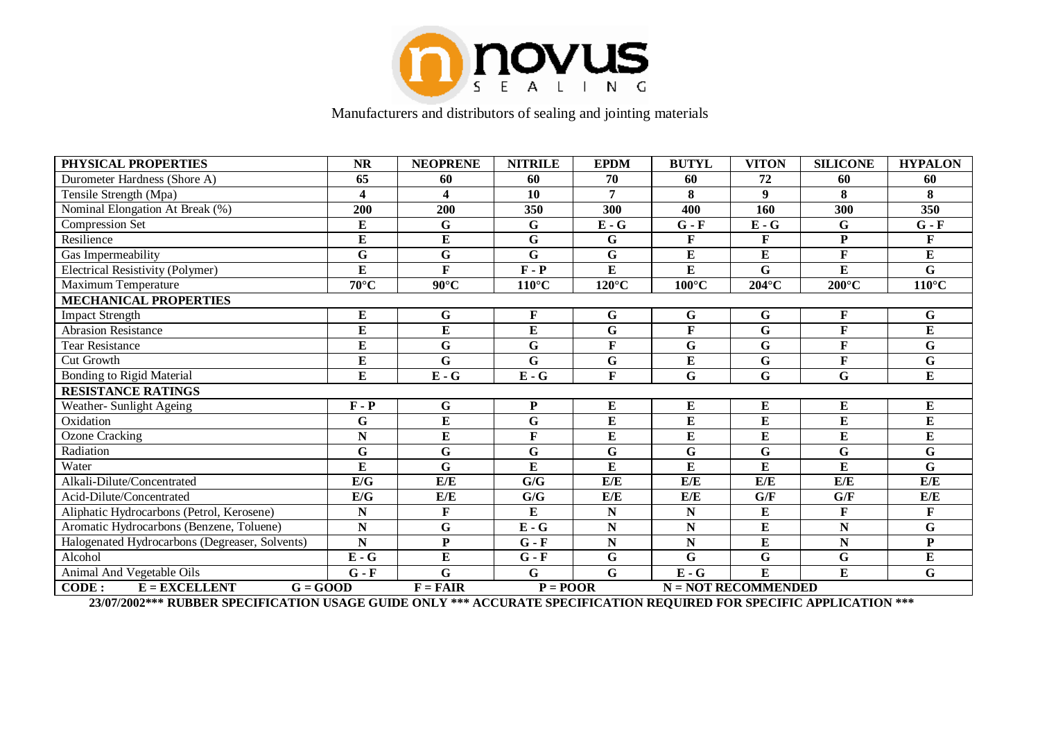**novus SEALING**

Manufacturers and distributors of sealing and jointing materials

| PHYSICAL PROPERTIES | NR | NEOPRENE | NITRILE | EPDM | BUTYL | VITON | SILICONE | HYPALON |
|---|---|---|---|---|---|---|---|---|
| Durometer Hardness (Shore A) | 65 | 60 | 60 | 70 | 60 | 72 | 60 | 60 |
| Tensile Strength (Mpa) | 4 | 4 | 10 | 7 | 8 | 9 | 8 | 8 |
| Nominal Elongation At Break (%) | 200 | 200 | 350 | 300 | 400 | 160 | 300 | 350 |
| Compression Set | E | G | G | E - G | G - F | E - G | G | G - F |
| Resilience | E | E | G | G | F | F | P | F |
| Gas Impermeability | G | G | G | G | E | E | F | E |
| Electrical Resistivity (Polymer) | E | F | F - P | E | E | G | E | G |
| Maximum Temperature | 70°C | 90°C | 110°C | 120°C | 100°C | 204°C | 200°C | 110°C |
| **MECHANICAL PROPERTIES** | | | | | | | | |
| Impact Strength | E | G | F | G | G | G | F | G |
| Abrasion Resistance | E | E | E | G | F | G | F | E |
| Tear Resistance | E | G | G | F | G | G | F | G |
| Cut Growth | E | G | G | G | E | G | F | G |
| Bonding to Rigid Material | E | E - G | E - G | F | G | G | G | E |
| **RESISTANCE RATINGS** | | | | | | | | |
| Weather- Sunlight Ageing | F - P | G | P | E | E | E | E | E |
| Oxidation | G | E | G | E | E | E | E | E |
| Ozone Cracking | N | E | F | E | E | E | E | E |
| Radiation | G | G | G | G | G | G | G | G |
| Water | E | G | E | E | E | E | E | G |
| Alkali-Dilute/Concentrated | E/G | E/E | G/G | E/E | E/E | E/E | E/E | E/E |
| Acid-Dilute/Concentrated | E/G | E/E | G/G | E/E | E/E | G/F | G/F | E/E |
| Aliphatic Hydrocarbons (Petrol, Kerosene) | N | F | E | N | N | E | F | F |
| Aromatic Hydrocarbons (Benzene, Toluene) | N | G | E - G | N | N | E | N | G |
| Halogenated Hydrocarbons (Degreaser, Solvents) | N | P | G - F | N | N | E | N | P |
| Alcohol | E - G | E | G - F | G | G | G | G | E |
| Animal And Vegetable Oils | G - F | G | G | G | E - G | E | E | G |

**CODE : E = EXCELLENT G = GOOD F = FAIR P = POOR N = NOT RECOMMENDED**

**23/07/2002\*\*\* RUBBER SPECIFICATION USAGE GUIDE ONLY \*\*\* ACCURATE SPECIFICATION REQUIRED FOR SPECIFIC APPLICATION \*\*\***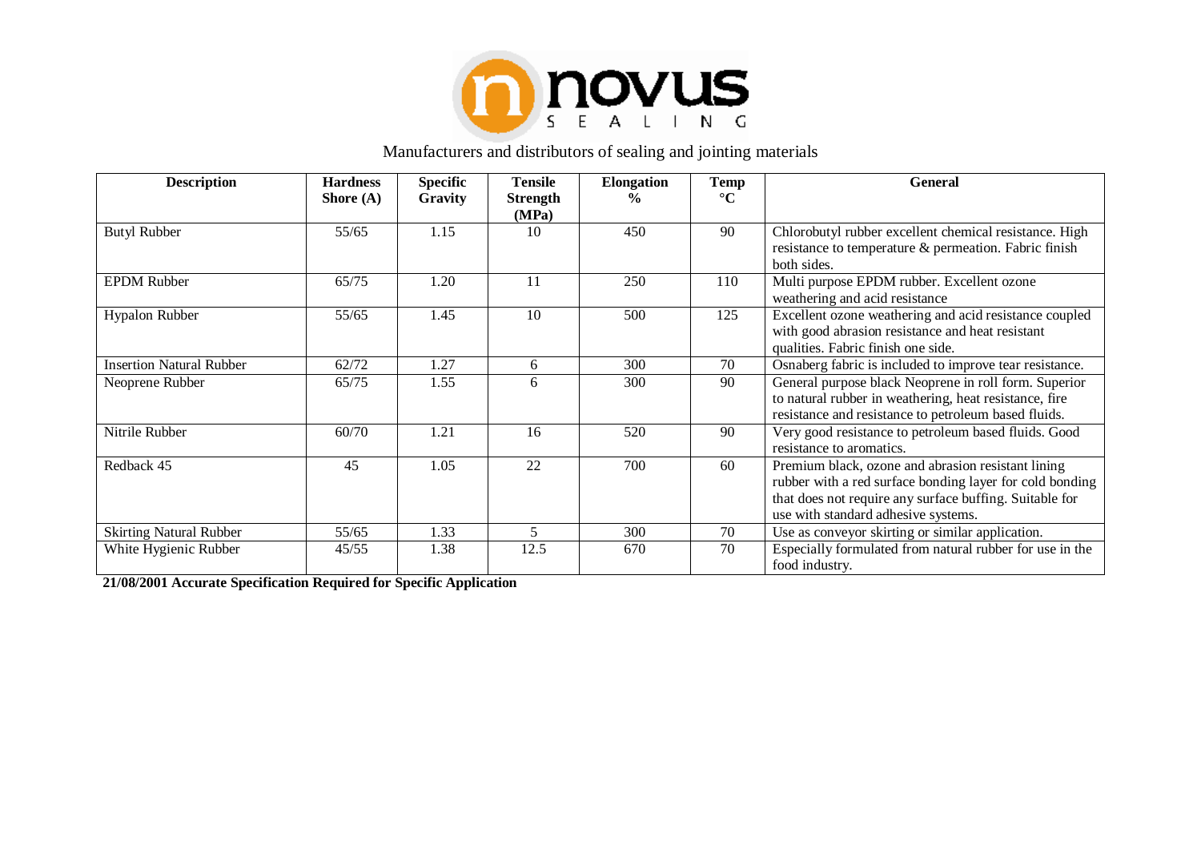Manufacturers and distributors of sealing and jointing materials

| Description | Hardness Shore (A) | Specific Gravity | Tensile Strength (MPa) | Elongation % | Temp °C | General |
|---|---|---|---|---|---|---|
| Butyl Rubber | 55/65 | 1.15 | 10 | 450 | 90 | Chlorobutyl rubber excellent chemical resistance. High resistance to temperature & permeation. Fabric finish both sides. |
| EPDM Rubber | 65/75 | 1.20 | 11 | 250 | 110 | Multi purpose EPDM rubber. Excellent ozone weathering and acid resistance |
| Hypalon Rubber | 55/65 | 1.45 | 10 | 500 | 125 | Excellent ozone weathering and acid resistance coupled with good abrasion resistance and heat resistant qualities. Fabric finish one side. |
| Insertion Natural Rubber | 62/72 | 1.27 | 6 | 300 | 70 | Osnaberg fabric is included to improve tear resistance. |
| Neoprene Rubber | 65/75 | 1.55 | 6 | 300 | 90 | General purpose black Neoprene in roll form. Superior to natural rubber in weathering, heat resistance, fire resistance and resistance to petroleum based fluids. |
| Nitrile Rubber | 60/70 | 1.21 | 16 | 520 | 90 | Very good resistance to petroleum based fluids. Good resistance to aromatics. |
| Redback 45 | 45 | 1.05 | 22 | 700 | 60 | Premium black, ozone and abrasion resistant lining rubber with a red surface bonding layer for cold bonding that does not require any surface buffing. Suitable for use with standard adhesive systems. |
| Skirting Natural Rubber | 55/65 | 1.33 | 5 | 300 | 70 | Use as conveyor skirting or similar application. |
| White Hygienic Rubber | 45/55 | 1.38 | 12.5 | 670 | 70 | Especially formulated from natural rubber for use in the food industry. |

**21/08/2001 Accurate Specification Required for Specific Application**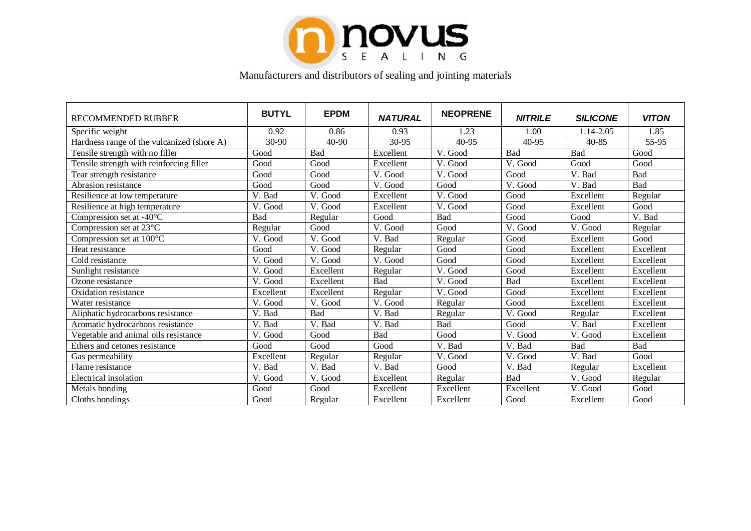novus SEALING

Manufacturers and distributors of sealing and jointing materials

| RECOMMENDED RUBBER | **BUTYL** | **EPDM** | ***NATURAL*** | **NEOPRENE** | ***NITRILE*** | ***SILICONE*** | ***VITON*** |
|---|---|---|---|---|---|---|---|
| Specific weight | 0.92 | 0.86 | 0.93 | 1.23 | 1.00 | 1.14-2.05 | 1.85 |
| Hardness range of the vulcanized (shore A) | 30-90 | 40-90 | 30-95 | 40-95 | 40-95 | 40-85 | 55-95 |
| Tensile strength with no filler | Good | Bad | Excellent | V. Good | Bad | Bad | Good |
| Tensile strength with reinforcing filler | Good | Good | Excellent | V. Good | V. Good | Good | Good |
| Tear strength resistance | Good | Good | V. Good | V. Good | Good | V. Bad | Bad |
| Abrasion resistance | Good | Good | V. Good | Good | V. Good | V. Bad | Bad |
| Resilience at low temperature | V. Bad | V. Good | Excellent | V. Good | Good | Excellent | Regular |
| Resilience at high temperature | V. Good | V. Good | Excellent | V. Good | Good | Excellent | Good |
| Compression set at -40°C | Bad | Regular | Good | Bad | Good | Good | V. Bad |
| Compression set at 23°C | Regular | Good | V. Good | Good | V. Good | V. Good | Regular |
| Compression set at 100°C | V. Good | V. Good | V. Bad | Regular | Good | Excellent | Good |
| Heat resistance | Good | V. Good | Regular | Good | Good | Excellent | Excellent |
| Cold resistance | V. Good | V. Good | V. Good | Good | Good | Excellent | Excellent |
| Sunlight resistance | V. Good | Excellent | Regular | V. Good | Good | Excellent | Excellent |
| Ozone resistance | V. Good | Excellent | Bad | V. Good | Bad | Excellent | Excellent |
| Oxidation resistance | Excellent | Excellent | Regular | V. Good | Good | Excellent | Excellent |
| Water resistance | V. Good | V. Good | V. Good | Regular | Good | Excellent | Excellent |
| Aliphatic hydrocarbons resistance | V. Bad | Bad | V. Bad | Regular | V. Good | Regular | Excellent |
| Aromatic hydrocarbons resistance | V. Bad | V. Bad | V. Bad | Bad | Good | V. Bad | Excellent |
| Vegetable and animal oils resistance | V. Good | Good | Bad | Good | V. Good | V. Good | Excellent |
| Ethers and cetones resistance | Good | Good | Good | V. Bad | V. Bad | Bad | Bad |
| Gas permeability | Excellent | Regular | Regular | V. Good | V. Good | V. Bad | Good |
| Flame resistance | V. Bad | V. Bad | V. Bad | Good | V. Bad | Regular | Excellent |
| Electrical insolation | V. Good | V. Good | Excellent | Regular | Bad | V. Good | Regular |
| Metals bonding | Good | Good | Excellent | Excellent | Excellent | V. Good | Good |
| Cloths bondings | Good | Regular | Excellent | Excellent | Good | Excellent | Good |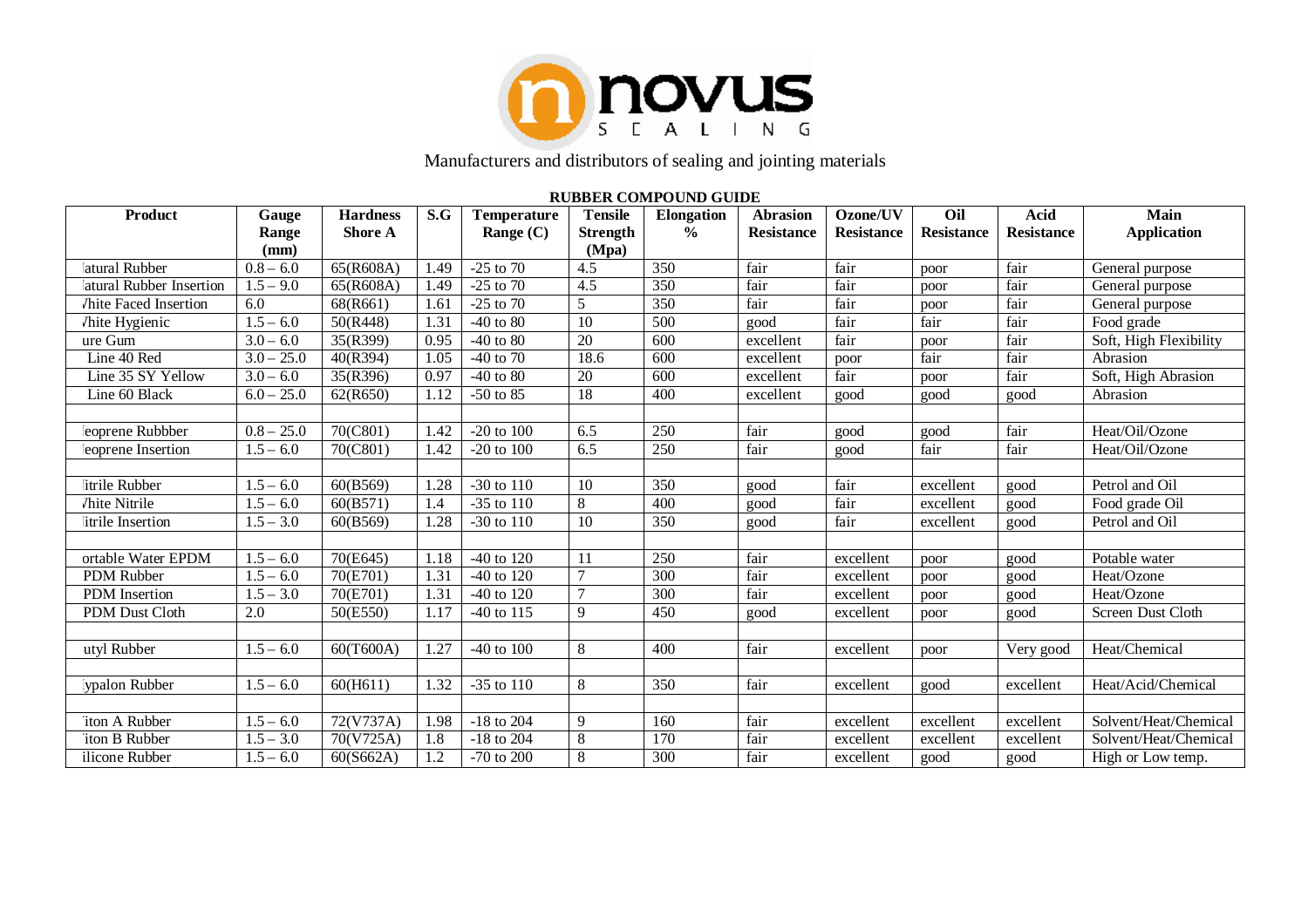# novus
S E A L I N G

Manufacturers and distributors of sealing and jointing materials

**RUBBER COMPOUND GUIDE**

| Product | Gauge Range (mm) | Hardness Shore A | S.G | Temperature Range (C) | Tensile Strength (Mpa) | Elongation % | Abrasion Resistance | Ozone/UV Resistance | Oil Resistance | Acid Resistance | Main Application |
|---|---|---|---|---|---|---|---|---|---|---|---|
| atural Rubber | 0.8 – 6.0 | 65(R608A) | 1.49 | -25 to 70 | 4.5 | 350 | fair | fair | poor | fair | General purpose |
| atural Rubber Insertion | 1.5 – 9.0 | 65(R608A) | 1.49 | -25 to 70 | 4.5 | 350 | fair | fair | poor | fair | General purpose |
| /hite Faced Insertion | 6.0 | 68(R661) | 1.61 | -25 to 70 | 5 | 350 | fair | fair | poor | fair | General purpose |
| /hite Hygienic | 1.5 – 6.0 | 50(R448) | 1.31 | -40 to 80 | 10 | 500 | good | fair | fair | fair | Food grade |
| ure Gum | 3.0 – 6.0 | 35(R399) | 0.95 | -40 to 80 | 20 | 600 | excellent | fair | poor | fair | Soft, High Flexibility |
| Line 40 Red | 3.0 – 25.0 | 40(R394) | 1.05 | -40 to 70 | 18.6 | 600 | excellent | poor | fair | fair | Abrasion |
| Line 35 SY Yellow | 3.0 – 6.0 | 35(R396) | 0.97 | -40 to 80 | 20 | 600 | excellent | fair | poor | fair | Soft, High Abrasion |
| Line 60 Black | 6.0 – 25.0 | 62(R650) | 1.12 | -50 to 85 | 18 | 400 | excellent | good | good | good | Abrasion |
| | | | | | | | | | | | |
| eoprene Rubbber | 0.8 – 25.0 | 70(C801) | 1.42 | -20 to 100 | 6.5 | 250 | fair | good | good | fair | Heat/Oil/Ozone |
| eoprene Insertion | 1.5 – 6.0 | 70(C801) | 1.42 | -20 to 100 | 6.5 | 250 | fair | good | fair | fair | Heat/Oil/Ozone |
| | | | | | | | | | | | |
| itrile Rubber | 1.5 – 6.0 | 60(B569) | 1.28 | -30 to 110 | 10 | 350 | good | fair | excellent | good | Petrol and Oil |
| /hite Nitrile | 1.5 – 6.0 | 60(B571) | 1.4 | -35 to 110 | 8 | 400 | good | fair | excellent | good | Food grade Oil |
| itrile Insertion | 1.5 – 3.0 | 60(B569) | 1.28 | -30 to 110 | 10 | 350 | good | fair | excellent | good | Petrol and Oil |
| | | | | | | | | | | | |
| ortable Water EPDM | 1.5 – 6.0 | 70(E645) | 1.18 | -40 to 120 | 11 | 250 | fair | excellent | poor | good | Potable water |
| PDM Rubber | 1.5 – 6.0 | 70(E701) | 1.31 | -40 to 120 | 7 | 300 | fair | excellent | poor | good | Heat/Ozone |
| PDM Insertion | 1.5 – 3.0 | 70(E701) | 1.31 | -40 to 120 | 7 | 300 | fair | excellent | poor | good | Heat/Ozone |
| PDM Dust Cloth | 2.0 | 50(E550) | 1.17 | -40 to 115 | 9 | 450 | good | excellent | poor | good | Screen Dust Cloth |
| | | | | | | | | | | | |
| utyl Rubber | 1.5 – 6.0 | 60(T600A) | 1.27 | -40 to 100 | 8 | 400 | fair | excellent | poor | Very good | Heat/Chemical |
| | | | | | | | | | | | |
| ypalon Rubber | 1.5 – 6.0 | 60(H611) | 1.32 | -35 to 110 | 8 | 350 | fair | excellent | good | excellent | Heat/Acid/Chemical |
| | | | | | | | | | | | |
| iton A Rubber | 1.5 – 6.0 | 72(V737A) | 1.98 | -18 to 204 | 9 | 160 | fair | excellent | excellent | excellent | Solvent/Heat/Chemical |
| iton B Rubber | 1.5 – 3.0 | 70(V725A) | 1.8 | -18 to 204 | 8 | 170 | fair | excellent | excellent | excellent | Solvent/Heat/Chemical |
| ilicone Rubber | 1.5 – 6.0 | 60(S662A) | 1.2 | -70 to 200 | 8 | 300 | fair | excellent | good | good | High or Low temp. |